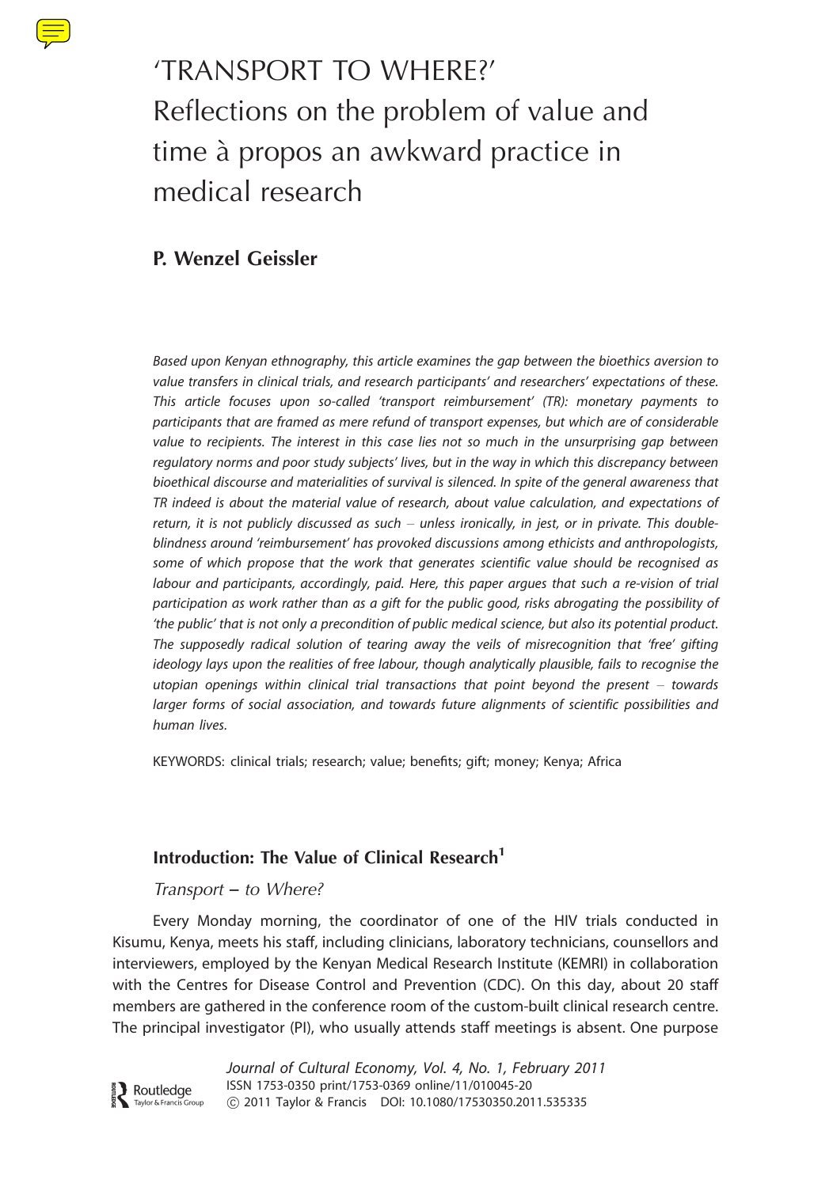# 'TRANSPORT TO WHERE?'
# Reflections on the problem of value and time à propos an awkward practice in medical research

**P. Wenzel Geissler**

*Based upon Kenyan ethnography, this article examines the gap between the bioethics aversion to value transfers in clinical trials, and research participants' and researchers' expectations of these. This article focuses upon so-called 'transport reimbursement' (TR): monetary payments to participants that are framed as mere refund of transport expenses, but which are of considerable value to recipients. The interest in this case lies not so much in the unsurprising gap between regulatory norms and poor study subjects' lives, but in the way in which this discrepancy between bioethical discourse and materialities of survival is silenced. In spite of the general awareness that TR indeed is about the material value of research, about value calculation, and expectations of return, it is not publicly discussed as such – unless ironically, in jest, or in private. This double-blindness around 'reimbursement' has provoked discussions among ethicists and anthropologists, some of which propose that the work that generates scientific value should be recognised as labour and participants, accordingly, paid. Here, this paper argues that such a re-vision of trial participation as work rather than as a gift for the public good, risks abrogating the possibility of 'the public' that is not only a precondition of public medical science, but also its potential product. The supposedly radical solution of tearing away the veils of misrecognition that 'free' gifting ideology lays upon the realities of free labour, though analytically plausible, fails to recognise the utopian openings within clinical trial transactions that point beyond the present – towards larger forms of social association, and towards future alignments of scientific possibilities and human lives.*

KEYWORDS: clinical trials; research; value; benefits; gift; money; Kenya; Africa

## Introduction: The Value of Clinical Research[1]

### *Transport – to Where?*

Every Monday morning, the coordinator of one of the HIV trials conducted in Kisumu, Kenya, meets his staff, including clinicians, laboratory technicians, counsellors and interviewers, employed by the Kenyan Medical Research Institute (KEMRI) in collaboration with the Centres for Disease Control and Prevention (CDC). On this day, about 20 staff members are gathered in the conference room of the custom-built clinical research centre. The principal investigator (PI), who usually attends staff meetings is absent. One purpose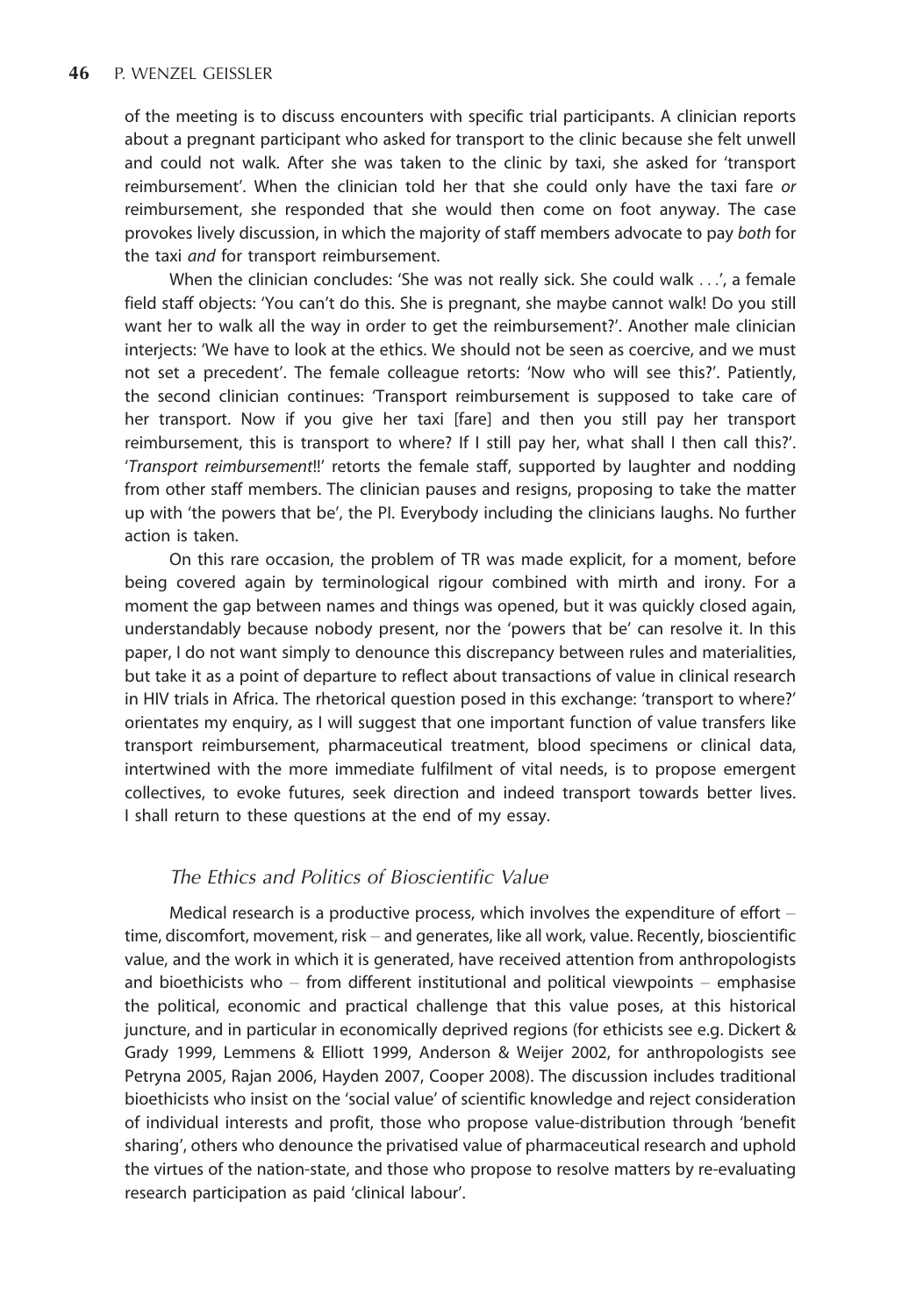of the meeting is to discuss encounters with specific trial participants. A clinician reports about a pregnant participant who asked for transport to the clinic because she felt unwell and could not walk. After she was taken to the clinic by taxi, she asked for 'transport reimbursement'. When the clinician told her that she could only have the taxi fare *or* reimbursement, she responded that she would then come on foot anyway. The case provokes lively discussion, in which the majority of staff members advocate to pay *both* for the taxi *and* for transport reimbursement.

When the clinician concludes: 'She was not really sick. She could walk . . .', a female field staff objects: 'You can't do this. She is pregnant, she maybe cannot walk! Do you still want her to walk all the way in order to get the reimbursement?'. Another male clinician interjects: 'We have to look at the ethics. We should not be seen as coercive, and we must not set a precedent'. The female colleague retorts: 'Now who will see this?'. Patiently, the second clinician continues: 'Transport reimbursement is supposed to take care of her transport. Now if you give her taxi [fare] and then you still pay her transport reimbursement, this is transport to where? If I still pay her, what shall I then call this?'. '*Transport reimbursement*!!' retorts the female staff, supported by laughter and nodding from other staff members. The clinician pauses and resigns, proposing to take the matter up with 'the powers that be', the PI. Everybody including the clinicians laughs. No further action is taken.

On this rare occasion, the problem of TR was made explicit, for a moment, before being covered again by terminological rigour combined with mirth and irony. For a moment the gap between names and things was opened, but it was quickly closed again, understandably because nobody present, nor the 'powers that be' can resolve it. In this paper, I do not want simply to denounce this discrepancy between rules and materialities, but take it as a point of departure to reflect about transactions of value in clinical research in HIV trials in Africa. The rhetorical question posed in this exchange: 'transport to where?' orientates my enquiry, as I will suggest that one important function of value transfers like transport reimbursement, pharmaceutical treatment, blood specimens or clinical data, intertwined with the more immediate fulfilment of vital needs, is to propose emergent collectives, to evoke futures, seek direction and indeed transport towards better lives. I shall return to these questions at the end of my essay.

## *The Ethics and Politics of Bioscientific Value*

Medical research is a productive process, which involves the expenditure of effort – time, discomfort, movement, risk – and generates, like all work, value. Recently, bioscientific value, and the work in which it is generated, have received attention from anthropologists and bioethicists who – from different institutional and political viewpoints – emphasise the political, economic and practical challenge that this value poses, at this historical juncture, and in particular in economically deprived regions (for ethicists see e.g. Dickert & Grady 1999, Lemmens & Elliott 1999, Anderson & Weijer 2002, for anthropologists see Petryna 2005, Rajan 2006, Hayden 2007, Cooper 2008). The discussion includes traditional bioethicists who insist on the 'social value' of scientific knowledge and reject consideration of individual interests and profit, those who propose value-distribution through 'benefit sharing', others who denounce the privatised value of pharmaceutical research and uphold the virtues of the nation-state, and those who propose to resolve matters by re-evaluating research participation as paid 'clinical labour'.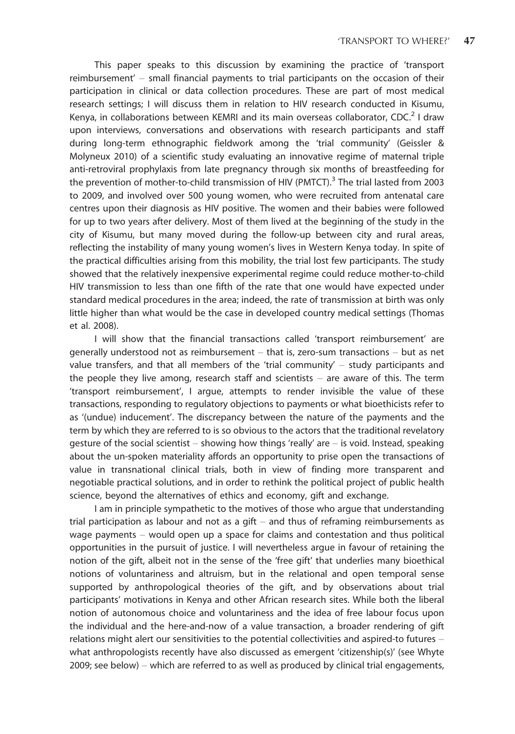This paper speaks to this discussion by examining the practice of 'transport reimbursement' – small financial payments to trial participants on the occasion of their participation in clinical or data collection procedures. These are part of most medical research settings; I will discuss them in relation to HIV research conducted in Kisumu, Kenya, in collaborations between KEMRI and its main overseas collaborator, CDC.[2] I draw upon interviews, conversations and observations with research participants and staff during long-term ethnographic fieldwork among the 'trial community' (Geissler & Molyneux 2010) of a scientific study evaluating an innovative regime of maternal triple anti-retroviral prophylaxis from late pregnancy through six months of breastfeeding for the prevention of mother-to-child transmission of HIV (PMTCT).[3] The trial lasted from 2003 to 2009, and involved over 500 young women, who were recruited from antenatal care centres upon their diagnosis as HIV positive. The women and their babies were followed for up to two years after delivery. Most of them lived at the beginning of the study in the city of Kisumu, but many moved during the follow-up between city and rural areas, reflecting the instability of many young women's lives in Western Kenya today. In spite of the practical difficulties arising from this mobility, the trial lost few participants. The study showed that the relatively inexpensive experimental regime could reduce mother-to-child HIV transmission to less than one fifth of the rate that one would have expected under standard medical procedures in the area; indeed, the rate of transmission at birth was only little higher than what would be the case in developed country medical settings (Thomas et al. 2008).

I will show that the financial transactions called 'transport reimbursement' are generally understood not as reimbursement – that is, zero-sum transactions – but as net value transfers, and that all members of the 'trial community' – study participants and the people they live among, research staff and scientists – are aware of this. The term 'transport reimbursement', I argue, attempts to render invisible the value of these transactions, responding to regulatory objections to payments or what bioethicists refer to as '(undue) inducement'. The discrepancy between the nature of the payments and the term by which they are referred to is so obvious to the actors that the traditional revelatory gesture of the social scientist – showing how things 'really' are – is void. Instead, speaking about the un-spoken materiality affords an opportunity to prise open the transactions of value in transnational clinical trials, both in view of finding more transparent and negotiable practical solutions, and in order to rethink the political project of public health science, beyond the alternatives of ethics and economy, gift and exchange.

I am in principle sympathetic to the motives of those who argue that understanding trial participation as labour and not as a gift – and thus of reframing reimbursements as wage payments – would open up a space for claims and contestation and thus political opportunities in the pursuit of justice. I will nevertheless argue in favour of retaining the notion of the gift, albeit not in the sense of the 'free gift' that underlies many bioethical notions of voluntariness and altruism, but in the relational and open temporal sense supported by anthropological theories of the gift, and by observations about trial participants' motivations in Kenya and other African research sites. While both the liberal notion of autonomous choice and voluntariness and the idea of free labour focus upon the individual and the here-and-now of a value transaction, a broader rendering of gift relations might alert our sensitivities to the potential collectivities and aspired-to futures – what anthropologists recently have also discussed as emergent 'citizenship(s)' (see Whyte 2009; see below) – which are referred to as well as produced by clinical trial engagements,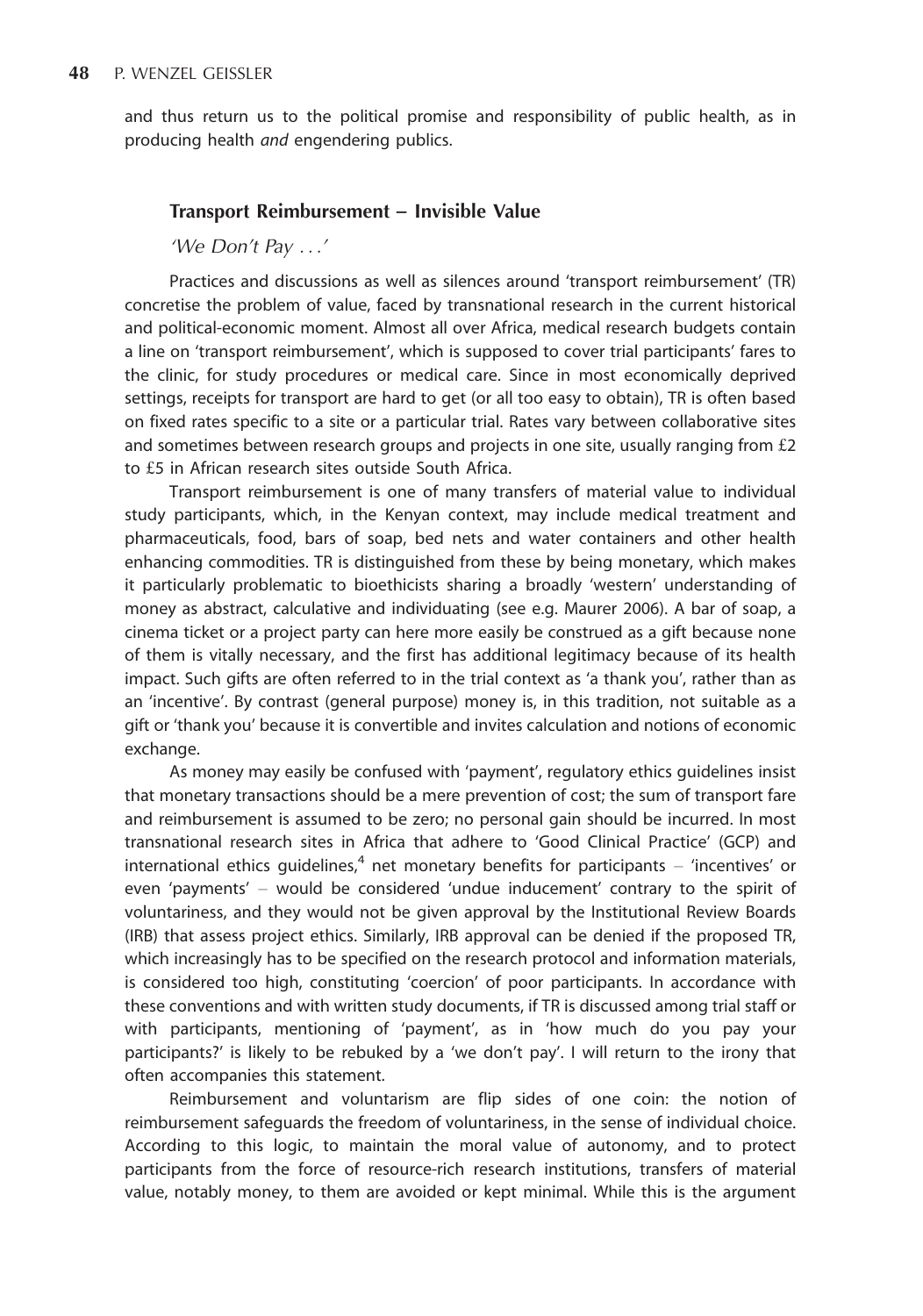and thus return us to the political promise and responsibility of public health, as in producing health *and* engendering publics.

## Transport Reimbursement – Invisible Value

### *'We Don't Pay ...'*

Practices and discussions as well as silences around 'transport reimbursement' (TR) concretise the problem of value, faced by transnational research in the current historical and political-economic moment. Almost all over Africa, medical research budgets contain a line on 'transport reimbursement', which is supposed to cover trial participants' fares to the clinic, for study procedures or medical care. Since in most economically deprived settings, receipts for transport are hard to get (or all too easy to obtain), TR is often based on fixed rates specific to a site or a particular trial. Rates vary between collaborative sites and sometimes between research groups and projects in one site, usually ranging from £2 to £5 in African research sites outside South Africa.

Transport reimbursement is one of many transfers of material value to individual study participants, which, in the Kenyan context, may include medical treatment and pharmaceuticals, food, bars of soap, bed nets and water containers and other health enhancing commodities. TR is distinguished from these by being monetary, which makes it particularly problematic to bioethicists sharing a broadly 'western' understanding of money as abstract, calculative and individuating (see e.g. Maurer 2006). A bar of soap, a cinema ticket or a project party can here more easily be construed as a gift because none of them is vitally necessary, and the first has additional legitimacy because of its health impact. Such gifts are often referred to in the trial context as 'a thank you', rather than as an 'incentive'. By contrast (general purpose) money is, in this tradition, not suitable as a gift or 'thank you' because it is convertible and invites calculation and notions of economic exchange.

As money may easily be confused with 'payment', regulatory ethics guidelines insist that monetary transactions should be a mere prevention of cost; the sum of transport fare and reimbursement is assumed to be zero; no personal gain should be incurred. In most transnational research sites in Africa that adhere to 'Good Clinical Practice' (GCP) and international ethics guidelines,[4] net monetary benefits for participants – 'incentives' or even 'payments' – would be considered 'undue inducement' contrary to the spirit of voluntariness, and they would not be given approval by the Institutional Review Boards (IRB) that assess project ethics. Similarly, IRB approval can be denied if the proposed TR, which increasingly has to be specified on the research protocol and information materials, is considered too high, constituting 'coercion' of poor participants. In accordance with these conventions and with written study documents, if TR is discussed among trial staff or with participants, mentioning of 'payment', as in 'how much do you pay your participants?' is likely to be rebuked by a 'we don't pay'. I will return to the irony that often accompanies this statement.

Reimbursement and voluntarism are flip sides of one coin: the notion of reimbursement safeguards the freedom of voluntariness, in the sense of individual choice. According to this logic, to maintain the moral value of autonomy, and to protect participants from the force of resource-rich research institutions, transfers of material value, notably money, to them are avoided or kept minimal. While this is the argument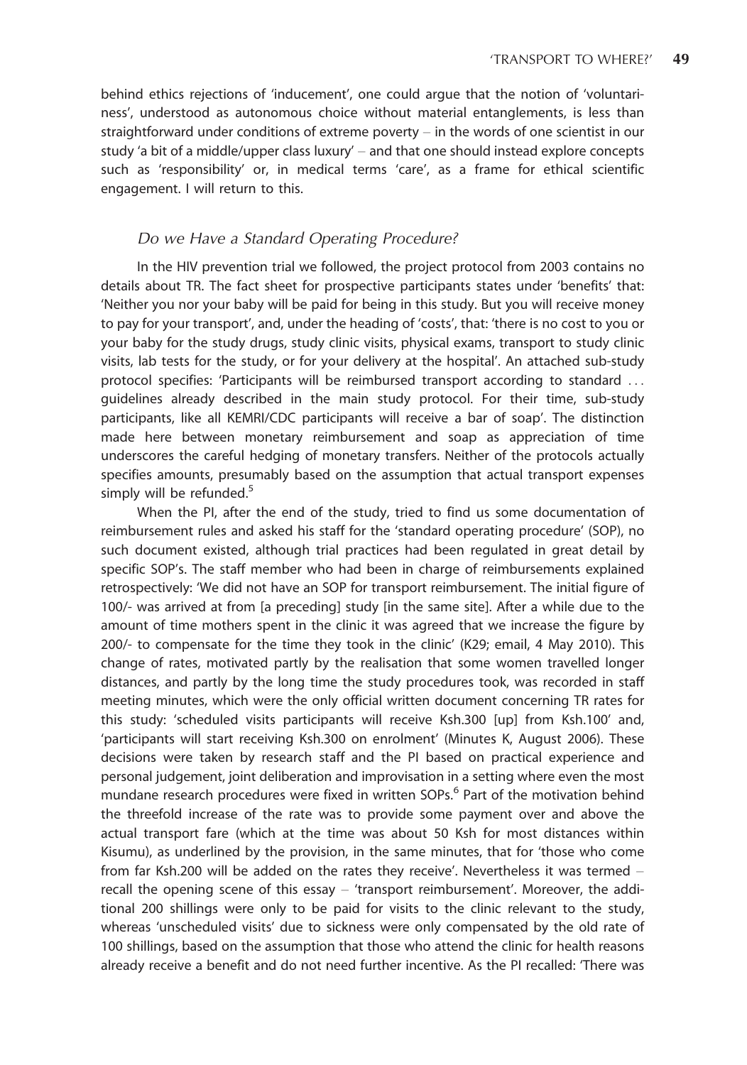behind ethics rejections of 'inducement', one could argue that the notion of 'voluntariness', understood as autonomous choice without material entanglements, is less than straightforward under conditions of extreme poverty – in the words of one scientist in our study 'a bit of a middle/upper class luxury' – and that one should instead explore concepts such as 'responsibility' or, in medical terms 'care', as a frame for ethical scientific engagement. I will return to this.

### *Do we Have a Standard Operating Procedure?*

In the HIV prevention trial we followed, the project protocol from 2003 contains no details about TR. The fact sheet for prospective participants states under 'benefits' that: 'Neither you nor your baby will be paid for being in this study. But you will receive money to pay for your transport', and, under the heading of 'costs', that: 'there is no cost to you or your baby for the study drugs, study clinic visits, physical exams, transport to study clinic visits, lab tests for the study, or for your delivery at the hospital'. An attached sub-study protocol specifies: 'Participants will be reimbursed transport according to standard ... guidelines already described in the main study protocol. For their time, sub-study participants, like all KEMRI/CDC participants will receive a bar of soap'. The distinction made here between monetary reimbursement and soap as appreciation of time underscores the careful hedging of monetary transfers. Neither of the protocols actually specifies amounts, presumably based on the assumption that actual transport expenses simply will be refunded.[5]

When the PI, after the end of the study, tried to find us some documentation of reimbursement rules and asked his staff for the 'standard operating procedure' (SOP), no such document existed, although trial practices had been regulated in great detail by specific SOP's. The staff member who had been in charge of reimbursements explained retrospectively: 'We did not have an SOP for transport reimbursement. The initial figure of 100/- was arrived at from [a preceding] study [in the same site]. After a while due to the amount of time mothers spent in the clinic it was agreed that we increase the figure by 200/- to compensate for the time they took in the clinic' (K29; email, 4 May 2010). This change of rates, motivated partly by the realisation that some women travelled longer distances, and partly by the long time the study procedures took, was recorded in staff meeting minutes, which were the only official written document concerning TR rates for this study: 'scheduled visits participants will receive Ksh.300 [up] from Ksh.100' and, 'participants will start receiving Ksh.300 on enrolment' (Minutes K, August 2006). These decisions were taken by research staff and the PI based on practical experience and personal judgement, joint deliberation and improvisation in a setting where even the most mundane research procedures were fixed in written SOPs.[6] Part of the motivation behind the threefold increase of the rate was to provide some payment over and above the actual transport fare (which at the time was about 50 Ksh for most distances within Kisumu), as underlined by the provision, in the same minutes, that for 'those who come from far Ksh.200 will be added on the rates they receive'. Nevertheless it was termed – recall the opening scene of this essay – 'transport reimbursement'. Moreover, the additional 200 shillings were only to be paid for visits to the clinic relevant to the study, whereas 'unscheduled visits' due to sickness were only compensated by the old rate of 100 shillings, based on the assumption that those who attend the clinic for health reasons already receive a benefit and do not need further incentive. As the PI recalled: 'There was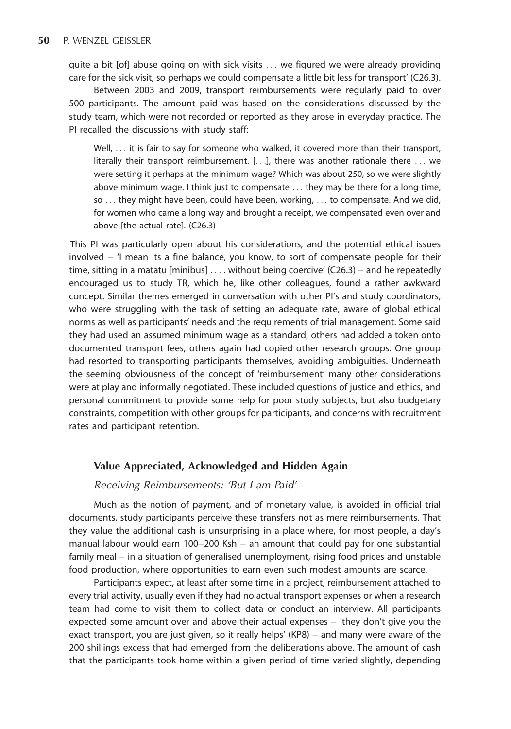quite a bit [of] abuse going on with sick visits ... we figured we were already providing care for the sick visit, so perhaps we could compensate a little bit less for transport' (C26.3).

Between 2003 and 2009, transport reimbursements were regularly paid to over 500 participants. The amount paid was based on the considerations discussed by the study team, which were not recorded or reported as they arose in everyday practice. The PI recalled the discussions with study staff:

> Well, ... it is fair to say for someone who walked, it covered more than their transport, literally their transport reimbursement. [...], there was another rationale there ... we were setting it perhaps at the minimum wage? Which was about 250, so we were slightly above minimum wage. I think just to compensate ... they may be there for a long time, so ... they might have been, could have been, working, ... to compensate. And we did, for women who came a long way and brought a receipt, we compensated even over and above [the actual rate]. (C26.3)

This PI was particularly open about his considerations, and the potential ethical issues involved – 'I mean its a fine balance, you know, to sort of compensate people for their time, sitting in a matatu [minibus] .... without being coercive' (C26.3) – and he repeatedly encouraged us to study TR, which he, like other colleagues, found a rather awkward concept. Similar themes emerged in conversation with other PI's and study coordinators, who were struggling with the task of setting an adequate rate, aware of global ethical norms as well as participants' needs and the requirements of trial management. Some said they had used an assumed minimum wage as a standard, others had added a token onto documented transport fees, others again had copied other research groups. One group had resorted to transporting participants themselves, avoiding ambiguities. Underneath the seeming obviousness of the concept of 'reimbursement' many other considerations were at play and informally negotiated. These included questions of justice and ethics, and personal commitment to provide some help for poor study subjects, but also budgetary constraints, competition with other groups for participants, and concerns with recruitment rates and participant retention.

## Value Appreciated, Acknowledged and Hidden Again

### *Receiving Reimbursements: 'But I am Paid'*

Much as the notion of payment, and of monetary value, is avoided in official trial documents, study participants perceive these transfers not as mere reimbursements. That they value the additional cash is unsurprising in a place where, for most people, a day's manual labour would earn 100–200 Ksh – an amount that could pay for one substantial family meal – in a situation of generalised unemployment, rising food prices and unstable food production, where opportunities to earn even such modest amounts are scarce.

Participants expect, at least after some time in a project, reimbursement attached to every trial activity, usually even if they had no actual transport expenses or when a research team had come to visit them to collect data or conduct an interview. All participants expected some amount over and above their actual expenses – 'they don't give you the exact transport, you are just given, so it really helps' (KP8) – and many were aware of the 200 shillings excess that had emerged from the deliberations above. The amount of cash that the participants took home within a given period of time varied slightly, depending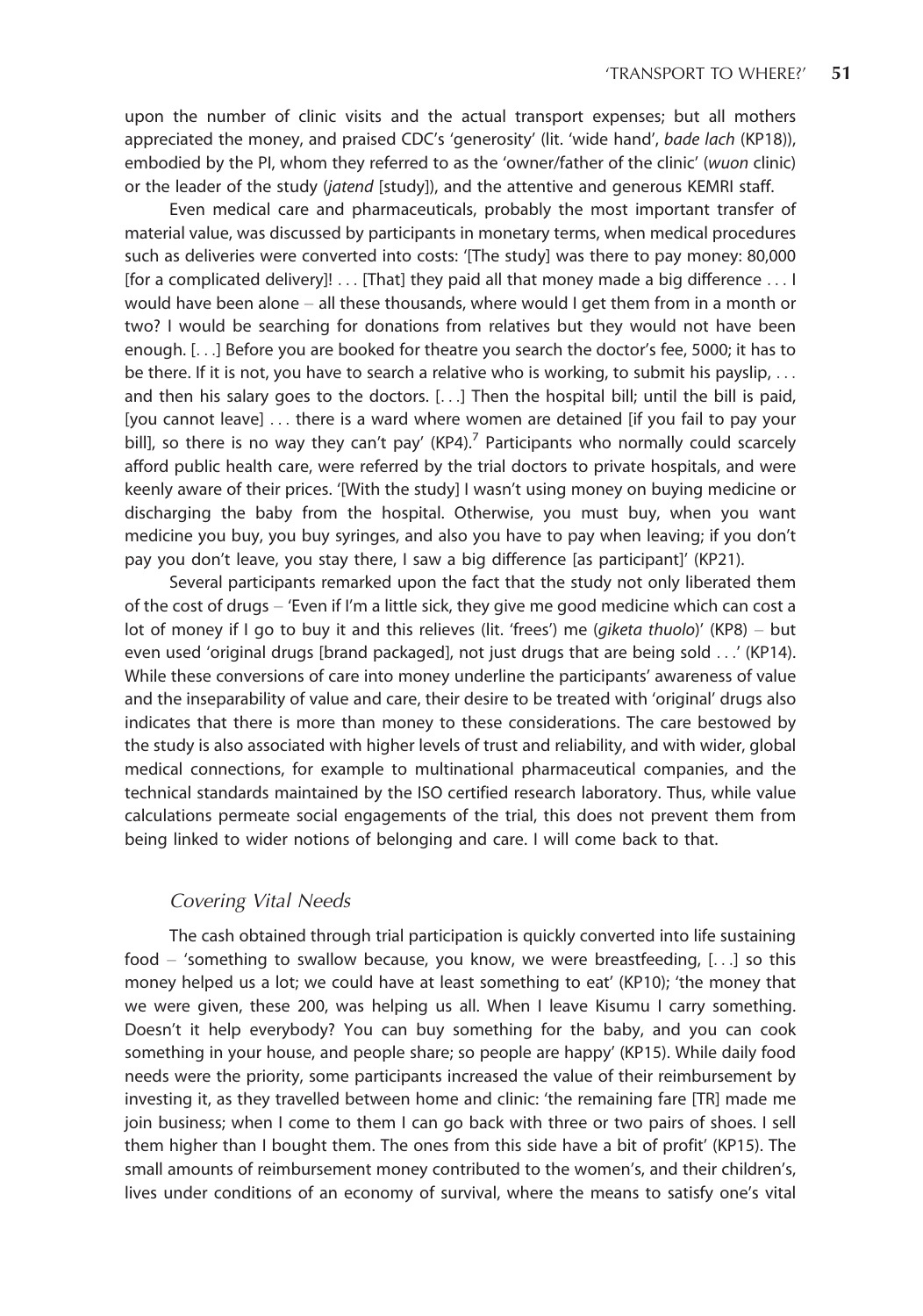upon the number of clinic visits and the actual transport expenses; but all mothers appreciated the money, and praised CDC's 'generosity' (lit. 'wide hand', *bade lach* (KP18)), embodied by the PI, whom they referred to as the 'owner/father of the clinic' (*wuon* clinic) or the leader of the study (*jatend* [study]), and the attentive and generous KEMRI staff.

Even medical care and pharmaceuticals, probably the most important transfer of material value, was discussed by participants in monetary terms, when medical procedures such as deliveries were converted into costs: '[The study] was there to pay money: 80,000 [for a complicated delivery]! . . . [That] they paid all that money made a big difference . . . I would have been alone – all these thousands, where would I get them from in a month or two? I would be searching for donations from relatives but they would not have been enough. [. . .] Before you are booked for theatre you search the doctor's fee, 5000; it has to be there. If it is not, you have to search a relative who is working, to submit his payslip, . . . and then his salary goes to the doctors. [. . .] Then the hospital bill; until the bill is paid, [you cannot leave] . . . there is a ward where women are detained [if you fail to pay your bill], so there is no way they can't pay' (KP4).[7] Participants who normally could scarcely afford public health care, were referred by the trial doctors to private hospitals, and were keenly aware of their prices. '[With the study] I wasn't using money on buying medicine or discharging the baby from the hospital. Otherwise, you must buy, when you want medicine you buy, you buy syringes, and also you have to pay when leaving; if you don't pay you don't leave, you stay there, I saw a big difference [as participant]' (KP21).

Several participants remarked upon the fact that the study not only liberated them of the cost of drugs – 'Even if I'm a little sick, they give me good medicine which can cost a lot of money if I go to buy it and this relieves (lit. 'frees') me (*giketa thuolo*)' (KP8) – but even used 'original drugs [brand packaged], not just drugs that are being sold . . .' (KP14). While these conversions of care into money underline the participants' awareness of value and the inseparability of value and care, their desire to be treated with 'original' drugs also indicates that there is more than money to these considerations. The care bestowed by the study is also associated with higher levels of trust and reliability, and with wider, global medical connections, for example to multinational pharmaceutical companies, and the technical standards maintained by the ISO certified research laboratory. Thus, while value calculations permeate social engagements of the trial, this does not prevent them from being linked to wider notions of belonging and care. I will come back to that.

### *Covering Vital Needs*

The cash obtained through trial participation is quickly converted into life sustaining food – 'something to swallow because, you know, we were breastfeeding, [. . .] so this money helped us a lot; we could have at least something to eat' (KP10); 'the money that we were given, these 200, was helping us all. When I leave Kisumu I carry something. Doesn't it help everybody? You can buy something for the baby, and you can cook something in your house, and people share; so people are happy' (KP15). While daily food needs were the priority, some participants increased the value of their reimbursement by investing it, as they travelled between home and clinic: 'the remaining fare [TR] made me join business; when I come to them I can go back with three or two pairs of shoes. I sell them higher than I bought them. The ones from this side have a bit of profit' (KP15). The small amounts of reimbursement money contributed to the women's, and their children's, lives under conditions of an economy of survival, where the means to satisfy one's vital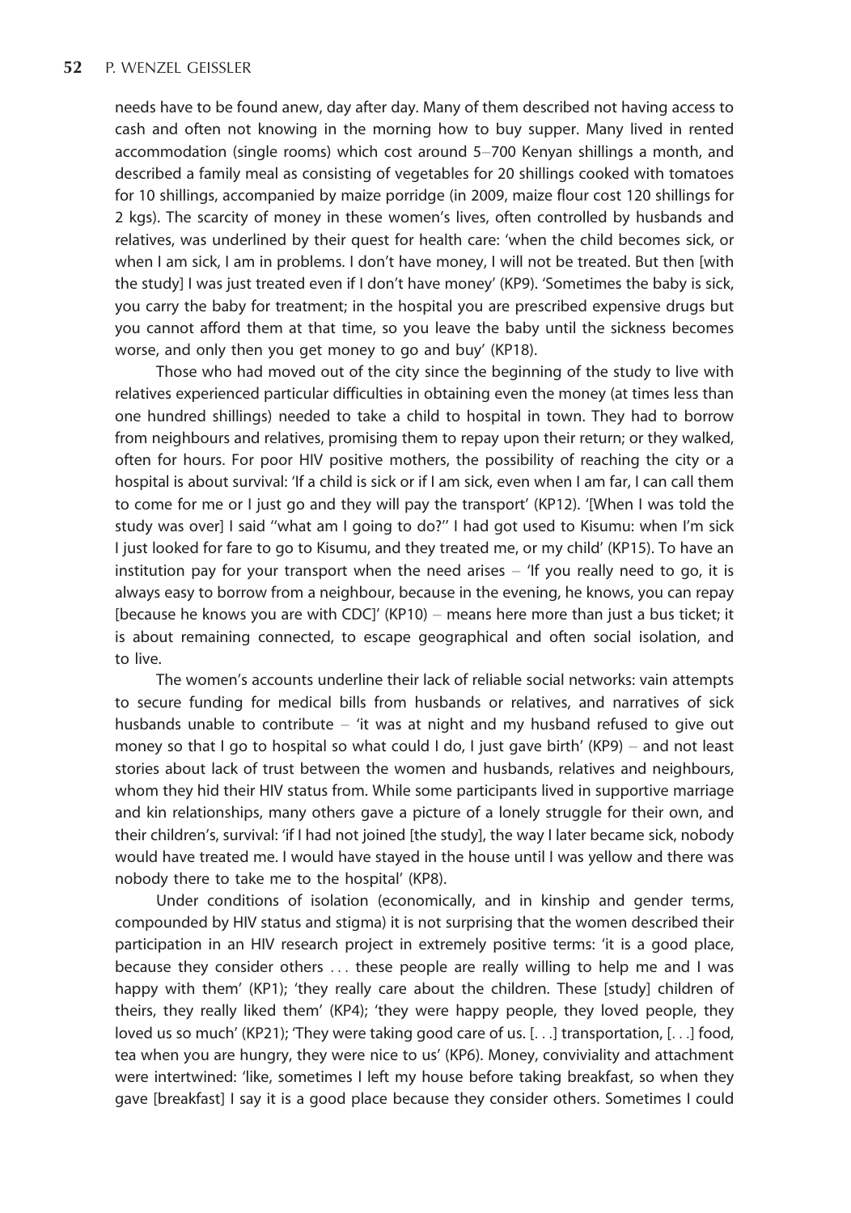needs have to be found anew, day after day. Many of them described not having access to cash and often not knowing in the morning how to buy supper. Many lived in rented accommodation (single rooms) which cost around 5–700 Kenyan shillings a month, and described a family meal as consisting of vegetables for 20 shillings cooked with tomatoes for 10 shillings, accompanied by maize porridge (in 2009, maize flour cost 120 shillings for 2 kgs). The scarcity of money in these women's lives, often controlled by husbands and relatives, was underlined by their quest for health care: 'when the child becomes sick, or when I am sick, I am in problems. I don't have money, I will not be treated. But then [with the study] I was just treated even if I don't have money' (KP9). 'Sometimes the baby is sick, you carry the baby for treatment; in the hospital you are prescribed expensive drugs but you cannot afford them at that time, so you leave the baby until the sickness becomes worse, and only then you get money to go and buy' (KP18).

Those who had moved out of the city since the beginning of the study to live with relatives experienced particular difficulties in obtaining even the money (at times less than one hundred shillings) needed to take a child to hospital in town. They had to borrow from neighbours and relatives, promising them to repay upon their return; or they walked, often for hours. For poor HIV positive mothers, the possibility of reaching the city or a hospital is about survival: 'If a child is sick or if I am sick, even when I am far, I can call them to come for me or I just go and they will pay the transport' (KP12). '[When I was told the study was over] I said "what am I going to do?" I had got used to Kisumu: when I'm sick I just looked for fare to go to Kisumu, and they treated me, or my child' (KP15). To have an institution pay for your transport when the need arises – 'If you really need to go, it is always easy to borrow from a neighbour, because in the evening, he knows, you can repay [because he knows you are with CDC]' (KP10) – means here more than just a bus ticket; it is about remaining connected, to escape geographical and often social isolation, and to live.

The women's accounts underline their lack of reliable social networks: vain attempts to secure funding for medical bills from husbands or relatives, and narratives of sick husbands unable to contribute – 'it was at night and my husband refused to give out money so that I go to hospital so what could I do, I just gave birth' (KP9) – and not least stories about lack of trust between the women and husbands, relatives and neighbours, whom they hid their HIV status from. While some participants lived in supportive marriage and kin relationships, many others gave a picture of a lonely struggle for their own, and their children's, survival: 'if I had not joined [the study], the way I later became sick, nobody would have treated me. I would have stayed in the house until I was yellow and there was nobody there to take me to the hospital' (KP8).

Under conditions of isolation (economically, and in kinship and gender terms, compounded by HIV status and stigma) it is not surprising that the women described their participation in an HIV research project in extremely positive terms: 'it is a good place, because they consider others ... these people are really willing to help me and I was happy with them' (KP1); 'they really care about the children. These [study] children of theirs, they really liked them' (KP4); 'they were happy people, they loved people, they loved us so much' (KP21); 'They were taking good care of us. [...] transportation, [...] food, tea when you are hungry, they were nice to us' (KP6). Money, conviviality and attachment were intertwined: 'like, sometimes I left my house before taking breakfast, so when they gave [breakfast] I say it is a good place because they consider others. Sometimes I could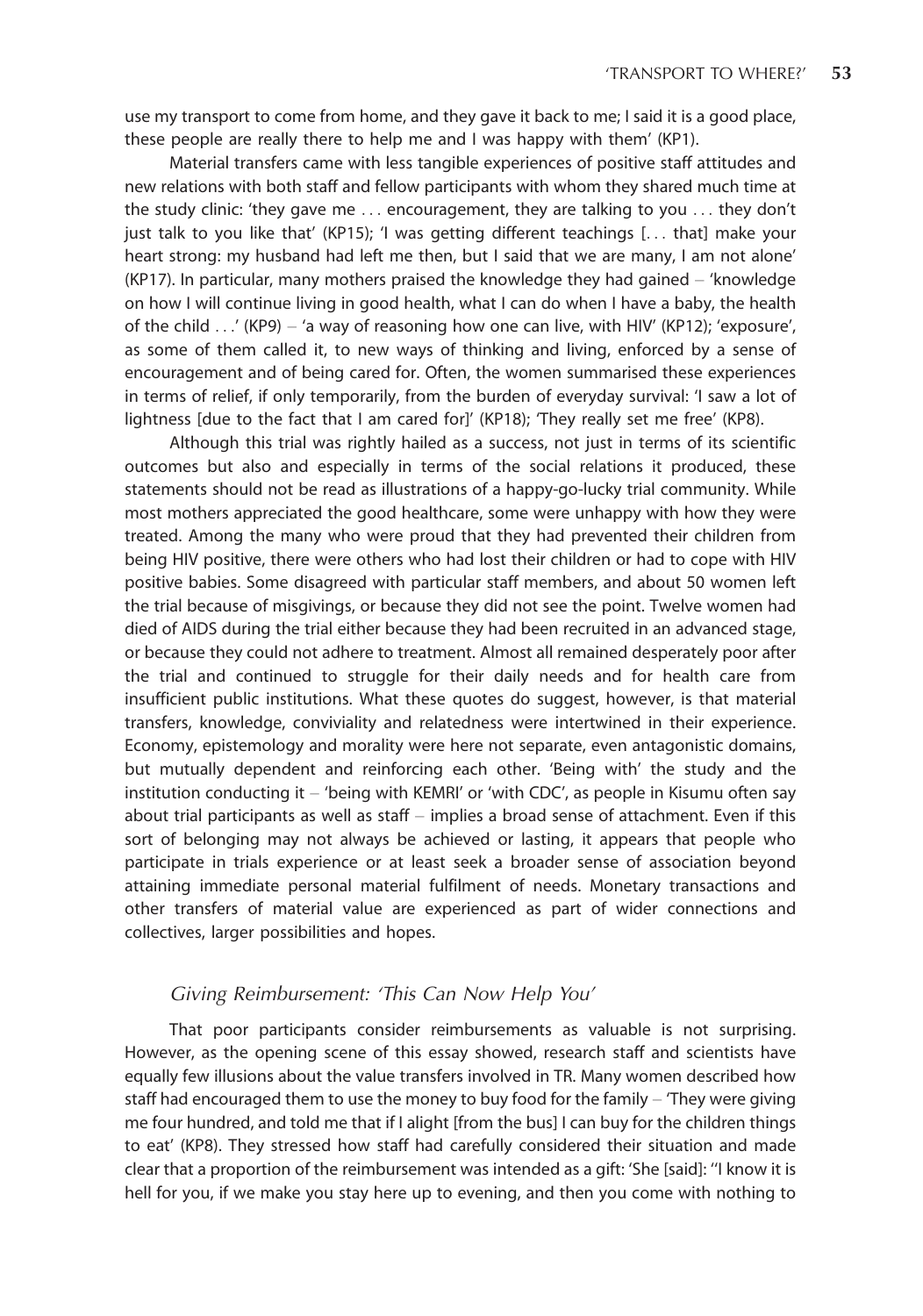use my transport to come from home, and they gave it back to me; I said it is a good place, these people are really there to help me and I was happy with them' (KP1).

Material transfers came with less tangible experiences of positive staff attitudes and new relations with both staff and fellow participants with whom they shared much time at the study clinic: 'they gave me . . . encouragement, they are talking to you . . . they don't just talk to you like that' (KP15); 'I was getting different teachings [. . . that] make your heart strong: my husband had left me then, but I said that we are many, I am not alone' (KP17). In particular, many mothers praised the knowledge they had gained – 'knowledge on how I will continue living in good health, what I can do when I have a baby, the health of the child . . .' (KP9) – 'a way of reasoning how one can live, with HIV' (KP12); 'exposure', as some of them called it, to new ways of thinking and living, enforced by a sense of encouragement and of being cared for. Often, the women summarised these experiences in terms of relief, if only temporarily, from the burden of everyday survival: 'I saw a lot of lightness [due to the fact that I am cared for]' (KP18); 'They really set me free' (KP8).

Although this trial was rightly hailed as a success, not just in terms of its scientific outcomes but also and especially in terms of the social relations it produced, these statements should not be read as illustrations of a happy-go-lucky trial community. While most mothers appreciated the good healthcare, some were unhappy with how they were treated. Among the many who were proud that they had prevented their children from being HIV positive, there were others who had lost their children or had to cope with HIV positive babies. Some disagreed with particular staff members, and about 50 women left the trial because of misgivings, or because they did not see the point. Twelve women had died of AIDS during the trial either because they had been recruited in an advanced stage, or because they could not adhere to treatment. Almost all remained desperately poor after the trial and continued to struggle for their daily needs and for health care from insufficient public institutions. What these quotes do suggest, however, is that material transfers, knowledge, conviviality and relatedness were intertwined in their experience. Economy, epistemology and morality were here not separate, even antagonistic domains, but mutually dependent and reinforcing each other. 'Being with' the study and the institution conducting it – 'being with KEMRI' or 'with CDC', as people in Kisumu often say about trial participants as well as staff – implies a broad sense of attachment. Even if this sort of belonging may not always be achieved or lasting, it appears that people who participate in trials experience or at least seek a broader sense of association beyond attaining immediate personal material fulfilment of needs. Monetary transactions and other transfers of material value are experienced as part of wider connections and collectives, larger possibilities and hopes.

### *Giving Reimbursement: 'This Can Now Help You'*

That poor participants consider reimbursements as valuable is not surprising. However, as the opening scene of this essay showed, research staff and scientists have equally few illusions about the value transfers involved in TR. Many women described how staff had encouraged them to use the money to buy food for the family – 'They were giving me four hundred, and told me that if I alight [from the bus] I can buy for the children things to eat' (KP8). They stressed how staff had carefully considered their situation and made clear that a proportion of the reimbursement was intended as a gift: 'She [said]: "I know it is hell for you, if we make you stay here up to evening, and then you come with nothing to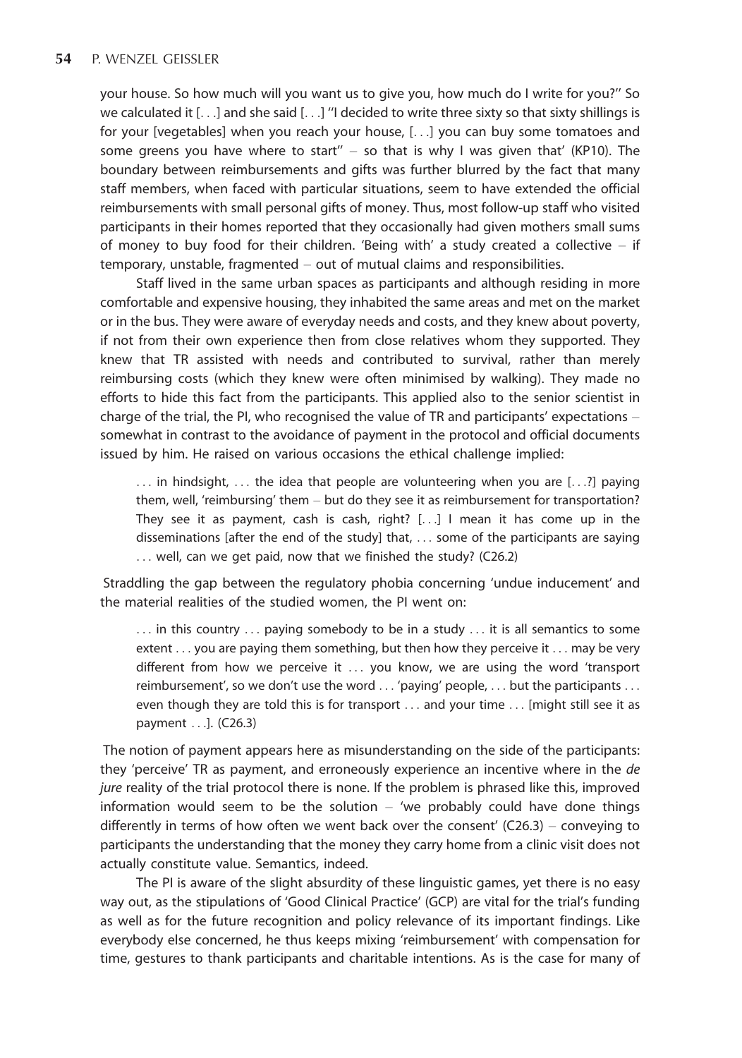your house. So how much will you want us to give you, how much do I write for you?'' So we calculated it [. . .] and she said [. . .] ''I decided to write three sixty so that sixty shillings is for your [vegetables] when you reach your house, [. . .] you can buy some tomatoes and some greens you have where to start'' – so that is why I was given that' (KP10). The boundary between reimbursements and gifts was further blurred by the fact that many staff members, when faced with particular situations, seem to have extended the official reimbursements with small personal gifts of money. Thus, most follow-up staff who visited participants in their homes reported that they occasionally had given mothers small sums of money to buy food for their children. 'Being with' a study created a collective – if temporary, unstable, fragmented – out of mutual claims and responsibilities.

Staff lived in the same urban spaces as participants and although residing in more comfortable and expensive housing, they inhabited the same areas and met on the market or in the bus. They were aware of everyday needs and costs, and they knew about poverty, if not from their own experience then from close relatives whom they supported. They knew that TR assisted with needs and contributed to survival, rather than merely reimbursing costs (which they knew were often minimised by walking). They made no efforts to hide this fact from the participants. This applied also to the senior scientist in charge of the trial, the PI, who recognised the value of TR and participants' expectations – somewhat in contrast to the avoidance of payment in the protocol and official documents issued by him. He raised on various occasions the ethical challenge implied:

> . . . in hindsight, . . . the idea that people are volunteering when you are [. . .?] paying them, well, 'reimbursing' them – but do they see it as reimbursement for transportation? They see it as payment, cash is cash, right? [. . .] I mean it has come up in the disseminations [after the end of the study] that, . . . some of the participants are saying . . . well, can we get paid, now that we finished the study? (C26.2)

Straddling the gap between the regulatory phobia concerning 'undue inducement' and the material realities of the studied women, the PI went on:

> . . . in this country . . . paying somebody to be in a study . . . it is all semantics to some extent . . . you are paying them something, but then how they perceive it . . . may be very different from how we perceive it . . . you know, we are using the word 'transport reimbursement', so we don't use the word . . . 'paying' people, . . . but the participants . . . even though they are told this is for transport . . . and your time . . . [might still see it as payment . . .]. (C26.3)

The notion of payment appears here as misunderstanding on the side of the participants: they 'perceive' TR as payment, and erroneously experience an incentive where in the *de jure* reality of the trial protocol there is none. If the problem is phrased like this, improved information would seem to be the solution – 'we probably could have done things differently in terms of how often we went back over the consent' (C26.3) – conveying to participants the understanding that the money they carry home from a clinic visit does not actually constitute value. Semantics, indeed.

The PI is aware of the slight absurdity of these linguistic games, yet there is no easy way out, as the stipulations of 'Good Clinical Practice' (GCP) are vital for the trial's funding as well as for the future recognition and policy relevance of its important findings. Like everybody else concerned, he thus keeps mixing 'reimbursement' with compensation for time, gestures to thank participants and charitable intentions. As is the case for many of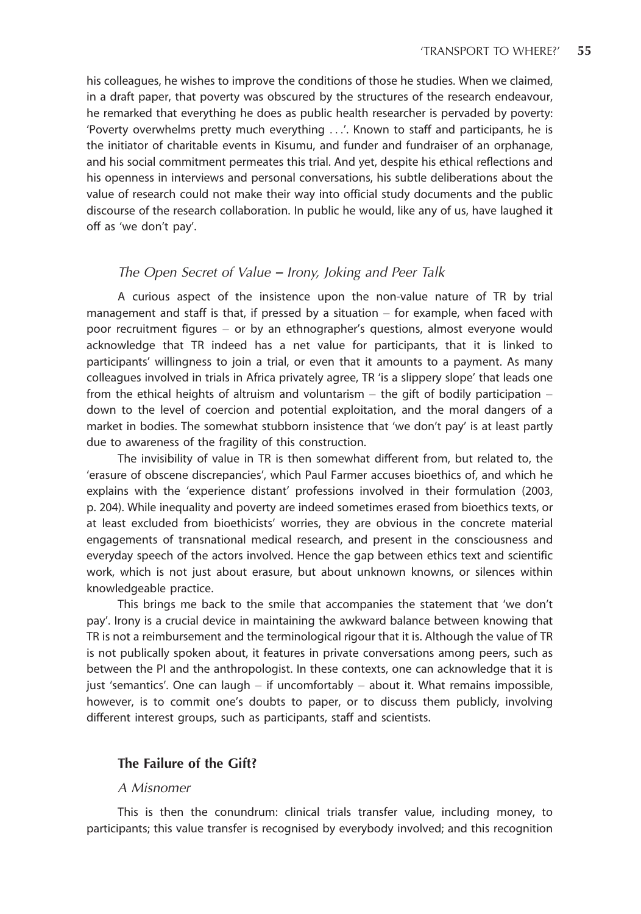his colleagues, he wishes to improve the conditions of those he studies. When we claimed, in a draft paper, that poverty was obscured by the structures of the research endeavour, he remarked that everything he does as public health researcher is pervaded by poverty: 'Poverty overwhelms pretty much everything . . .'. Known to staff and participants, he is the initiator of charitable events in Kisumu, and funder and fundraiser of an orphanage, and his social commitment permeates this trial. And yet, despite his ethical reflections and his openness in interviews and personal conversations, his subtle deliberations about the value of research could not make their way into official study documents and the public discourse of the research collaboration. In public he would, like any of us, have laughed it off as 'we don't pay'.

### *The Open Secret of Value – Irony, Joking and Peer Talk*

A curious aspect of the insistence upon the non-value nature of TR by trial management and staff is that, if pressed by a situation – for example, when faced with poor recruitment figures – or by an ethnographer's questions, almost everyone would acknowledge that TR indeed has a net value for participants, that it is linked to participants' willingness to join a trial, or even that it amounts to a payment. As many colleagues involved in trials in Africa privately agree, TR 'is a slippery slope' that leads one from the ethical heights of altruism and voluntarism – the gift of bodily participation – down to the level of coercion and potential exploitation, and the moral dangers of a market in bodies. The somewhat stubborn insistence that 'we don't pay' is at least partly due to awareness of the fragility of this construction.

The invisibility of value in TR is then somewhat different from, but related to, the 'erasure of obscene discrepancies', which Paul Farmer accuses bioethics of, and which he explains with the 'experience distant' professions involved in their formulation (2003, p. 204). While inequality and poverty are indeed sometimes erased from bioethics texts, or at least excluded from bioethicists' worries, they are obvious in the concrete material engagements of transnational medical research, and present in the consciousness and everyday speech of the actors involved. Hence the gap between ethics text and scientific work, which is not just about erasure, but about unknown knowns, or silences within knowledgeable practice.

This brings me back to the smile that accompanies the statement that 'we don't pay'. Irony is a crucial device in maintaining the awkward balance between knowing that TR is not a reimbursement and the terminological rigour that it is. Although the value of TR is not publically spoken about, it features in private conversations among peers, such as between the PI and the anthropologist. In these contexts, one can acknowledge that it is just 'semantics'. One can laugh – if uncomfortably – about it. What remains impossible, however, is to commit one's doubts to paper, or to discuss them publicly, involving different interest groups, such as participants, staff and scientists.

## **The Failure of the Gift?**

### *A Misnomer*

This is then the conundrum: clinical trials transfer value, including money, to participants; this value transfer is recognised by everybody involved; and this recognition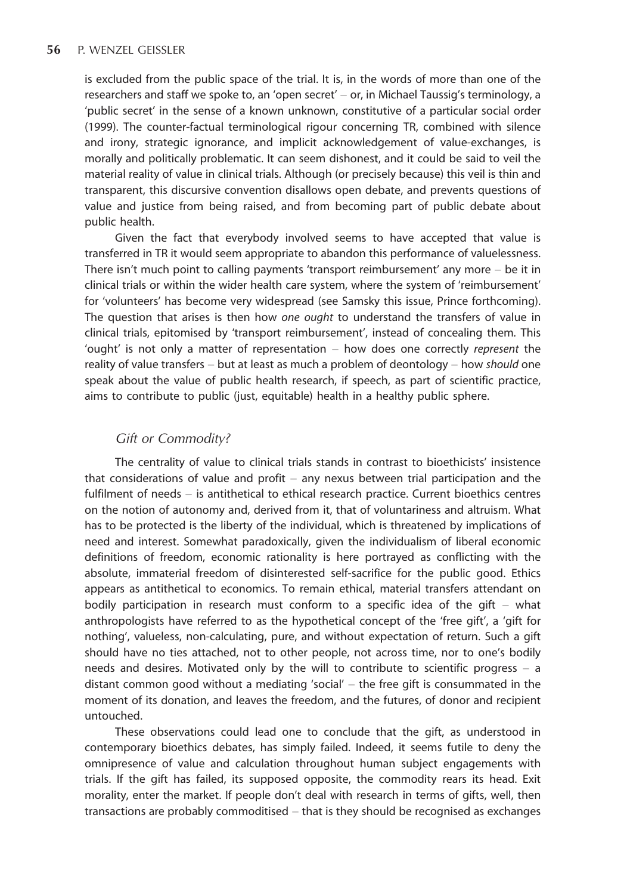is excluded from the public space of the trial. It is, in the words of more than one of the researchers and staff we spoke to, an 'open secret' – or, in Michael Taussig's terminology, a 'public secret' in the sense of a known unknown, constitutive of a particular social order (1999). The counter-factual terminological rigour concerning TR, combined with silence and irony, strategic ignorance, and implicit acknowledgement of value-exchanges, is morally and politically problematic. It can seem dishonest, and it could be said to veil the material reality of value in clinical trials. Although (or precisely because) this veil is thin and transparent, this discursive convention disallows open debate, and prevents questions of value and justice from being raised, and from becoming part of public debate about public health.

Given the fact that everybody involved seems to have accepted that value is transferred in TR it would seem appropriate to abandon this performance of valuelessness. There isn't much point to calling payments 'transport reimbursement' any more – be it in clinical trials or within the wider health care system, where the system of 'reimbursement' for 'volunteers' has become very widespread (see Samsky this issue, Prince forthcoming). The question that arises is then how *one ought* to understand the transfers of value in clinical trials, epitomised by 'transport reimbursement', instead of concealing them. This 'ought' is not only a matter of representation – how does one correctly *represent* the reality of value transfers – but at least as much a problem of deontology – how *should* one speak about the value of public health research, if speech, as part of scientific practice, aims to contribute to public (just, equitable) health in a healthy public sphere.

### *Gift or Commodity?*

The centrality of value to clinical trials stands in contrast to bioethicists' insistence that considerations of value and profit – any nexus between trial participation and the fulfilment of needs – is antithetical to ethical research practice. Current bioethics centres on the notion of autonomy and, derived from it, that of voluntariness and altruism. What has to be protected is the liberty of the individual, which is threatened by implications of need and interest. Somewhat paradoxically, given the individualism of liberal economic definitions of freedom, economic rationality is here portrayed as conflicting with the absolute, immaterial freedom of disinterested self-sacrifice for the public good. Ethics appears as antithetical to economics. To remain ethical, material transfers attendant on bodily participation in research must conform to a specific idea of the gift – what anthropologists have referred to as the hypothetical concept of the 'free gift', a 'gift for nothing', valueless, non-calculating, pure, and without expectation of return. Such a gift should have no ties attached, not to other people, not across time, nor to one's bodily needs and desires. Motivated only by the will to contribute to scientific progress – a distant common good without a mediating 'social' – the free gift is consummated in the moment of its donation, and leaves the freedom, and the futures, of donor and recipient untouched.

These observations could lead one to conclude that the gift, as understood in contemporary bioethics debates, has simply failed. Indeed, it seems futile to deny the omnipresence of value and calculation throughout human subject engagements with trials. If the gift has failed, its supposed opposite, the commodity rears its head. Exit morality, enter the market. If people don't deal with research in terms of gifts, well, then transactions are probably commoditised – that is they should be recognised as exchanges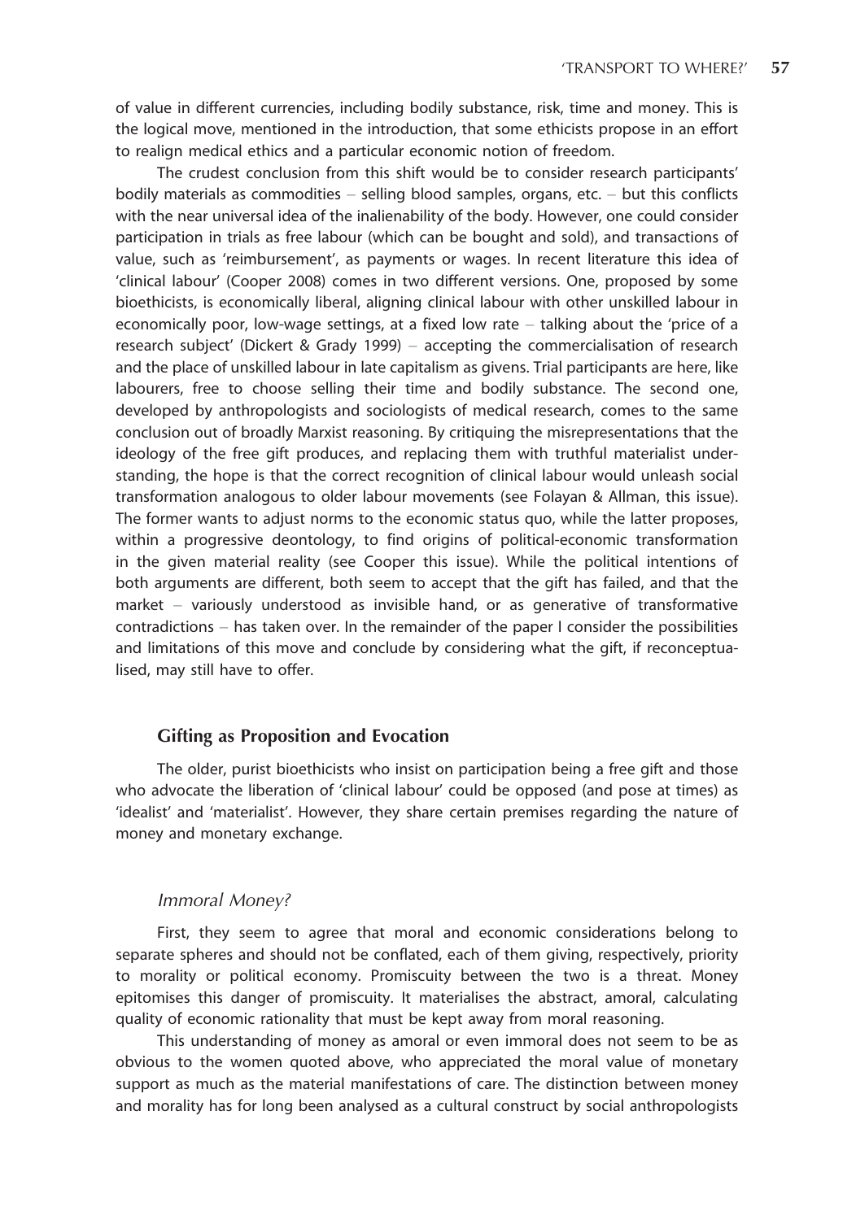of value in different currencies, including bodily substance, risk, time and money. This is the logical move, mentioned in the introduction, that some ethicists propose in an effort to realign medical ethics and a particular economic notion of freedom.

The crudest conclusion from this shift would be to consider research participants' bodily materials as commodities – selling blood samples, organs, etc. – but this conflicts with the near universal idea of the inalienability of the body. However, one could consider participation in trials as free labour (which can be bought and sold), and transactions of value, such as 'reimbursement', as payments or wages. In recent literature this idea of 'clinical labour' (Cooper 2008) comes in two different versions. One, proposed by some bioethicists, is economically liberal, aligning clinical labour with other unskilled labour in economically poor, low-wage settings, at a fixed low rate – talking about the 'price of a research subject' (Dickert & Grady 1999) – accepting the commercialisation of research and the place of unskilled labour in late capitalism as givens. Trial participants are here, like labourers, free to choose selling their time and bodily substance. The second one, developed by anthropologists and sociologists of medical research, comes to the same conclusion out of broadly Marxist reasoning. By critiquing the misrepresentations that the ideology of the free gift produces, and replacing them with truthful materialist understanding, the hope is that the correct recognition of clinical labour would unleash social transformation analogous to older labour movements (see Folayan & Allman, this issue). The former wants to adjust norms to the economic status quo, while the latter proposes, within a progressive deontology, to find origins of political-economic transformation in the given material reality (see Cooper this issue). While the political intentions of both arguments are different, both seem to accept that the gift has failed, and that the market – variously understood as invisible hand, or as generative of transformative contradictions – has taken over. In the remainder of the paper I consider the possibilities and limitations of this move and conclude by considering what the gift, if reconceptualised, may still have to offer.

## Gifting as Proposition and Evocation

The older, purist bioethicists who insist on participation being a free gift and those who advocate the liberation of 'clinical labour' could be opposed (and pose at times) as 'idealist' and 'materialist'. However, they share certain premises regarding the nature of money and monetary exchange.

### *Immoral Money?*

First, they seem to agree that moral and economic considerations belong to separate spheres and should not be conflated, each of them giving, respectively, priority to morality or political economy. Promiscuity between the two is a threat. Money epitomises this danger of promiscuity. It materialises the abstract, amoral, calculating quality of economic rationality that must be kept away from moral reasoning.

This understanding of money as amoral or even immoral does not seem to be as obvious to the women quoted above, who appreciated the moral value of monetary support as much as the material manifestations of care. The distinction between money and morality has for long been analysed as a cultural construct by social anthropologists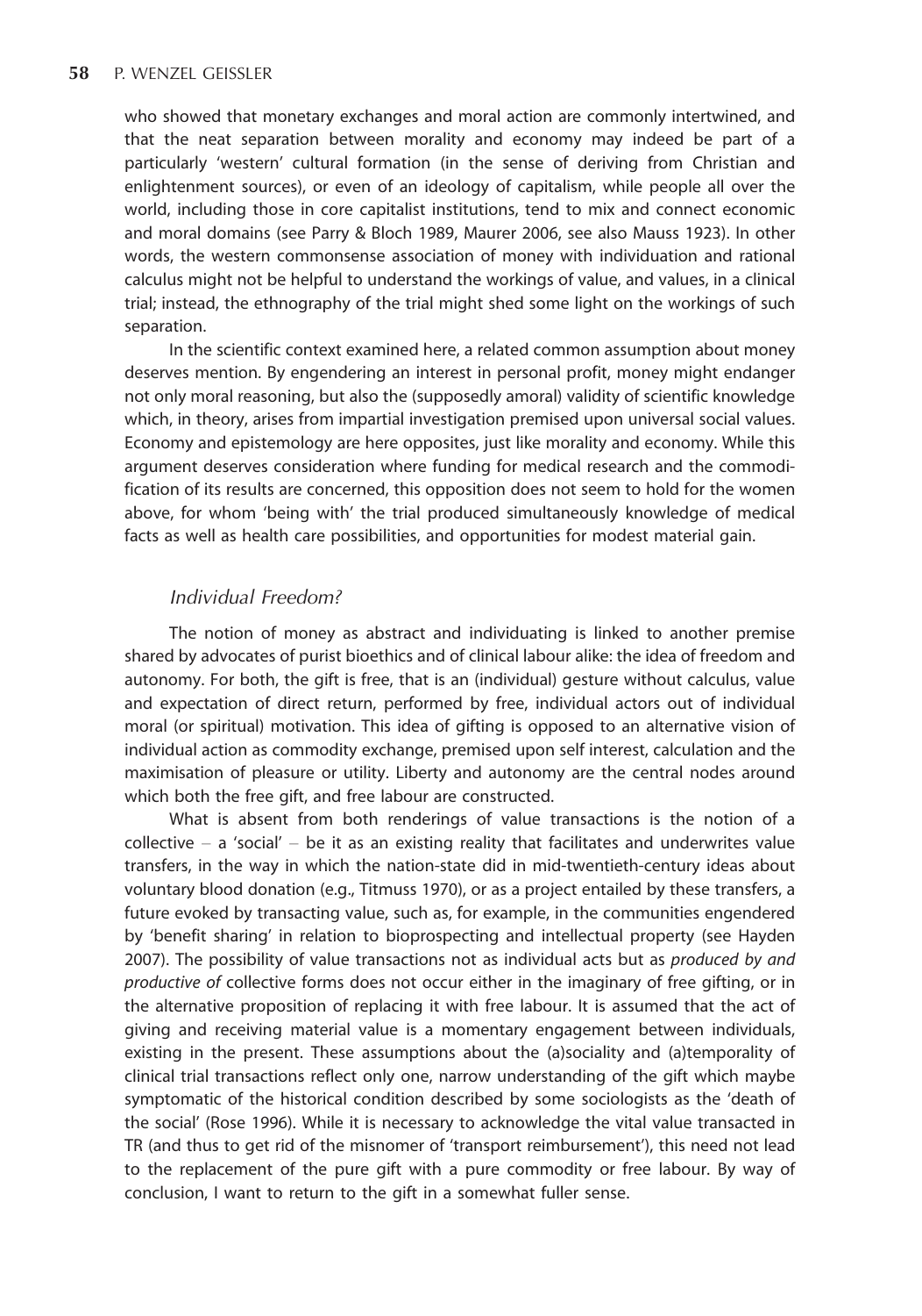who showed that monetary exchanges and moral action are commonly intertwined, and that the neat separation between morality and economy may indeed be part of a particularly 'western' cultural formation (in the sense of deriving from Christian and enlightenment sources), or even of an ideology of capitalism, while people all over the world, including those in core capitalist institutions, tend to mix and connect economic and moral domains (see Parry & Bloch 1989, Maurer 2006, see also Mauss 1923). In other words, the western commonsense association of money with individuation and rational calculus might not be helpful to understand the workings of value, and values, in a clinical trial; instead, the ethnography of the trial might shed some light on the workings of such separation.

In the scientific context examined here, a related common assumption about money deserves mention. By engendering an interest in personal profit, money might endanger not only moral reasoning, but also the (supposedly amoral) validity of scientific knowledge which, in theory, arises from impartial investigation premised upon universal social values. Economy and epistemology are here opposites, just like morality and economy. While this argument deserves consideration where funding for medical research and the commodification of its results are concerned, this opposition does not seem to hold for the women above, for whom 'being with' the trial produced simultaneously knowledge of medical facts as well as health care possibilities, and opportunities for modest material gain.

### *Individual Freedom?*

The notion of money as abstract and individuating is linked to another premise shared by advocates of purist bioethics and of clinical labour alike: the idea of freedom and autonomy. For both, the gift is free, that is an (individual) gesture without calculus, value and expectation of direct return, performed by free, individual actors out of individual moral (or spiritual) motivation. This idea of gifting is opposed to an alternative vision of individual action as commodity exchange, premised upon self interest, calculation and the maximisation of pleasure or utility. Liberty and autonomy are the central nodes around which both the free gift, and free labour are constructed.

What is absent from both renderings of value transactions is the notion of a collective – a 'social' – be it as an existing reality that facilitates and underwrites value transfers, in the way in which the nation-state did in mid-twentieth-century ideas about voluntary blood donation (e.g., Titmuss 1970), or as a project entailed by these transfers, a future evoked by transacting value, such as, for example, in the communities engendered by 'benefit sharing' in relation to bioprospecting and intellectual property (see Hayden 2007). The possibility of value transactions not as individual acts but as *produced by and productive of* collective forms does not occur either in the imaginary of free gifting, or in the alternative proposition of replacing it with free labour. It is assumed that the act of giving and receiving material value is a momentary engagement between individuals, existing in the present. These assumptions about the (a)sociality and (a)temporality of clinical trial transactions reflect only one, narrow understanding of the gift which maybe symptomatic of the historical condition described by some sociologists as the 'death of the social' (Rose 1996). While it is necessary to acknowledge the vital value transacted in TR (and thus to get rid of the misnomer of 'transport reimbursement'), this need not lead to the replacement of the pure gift with a pure commodity or free labour. By way of conclusion, I want to return to the gift in a somewhat fuller sense.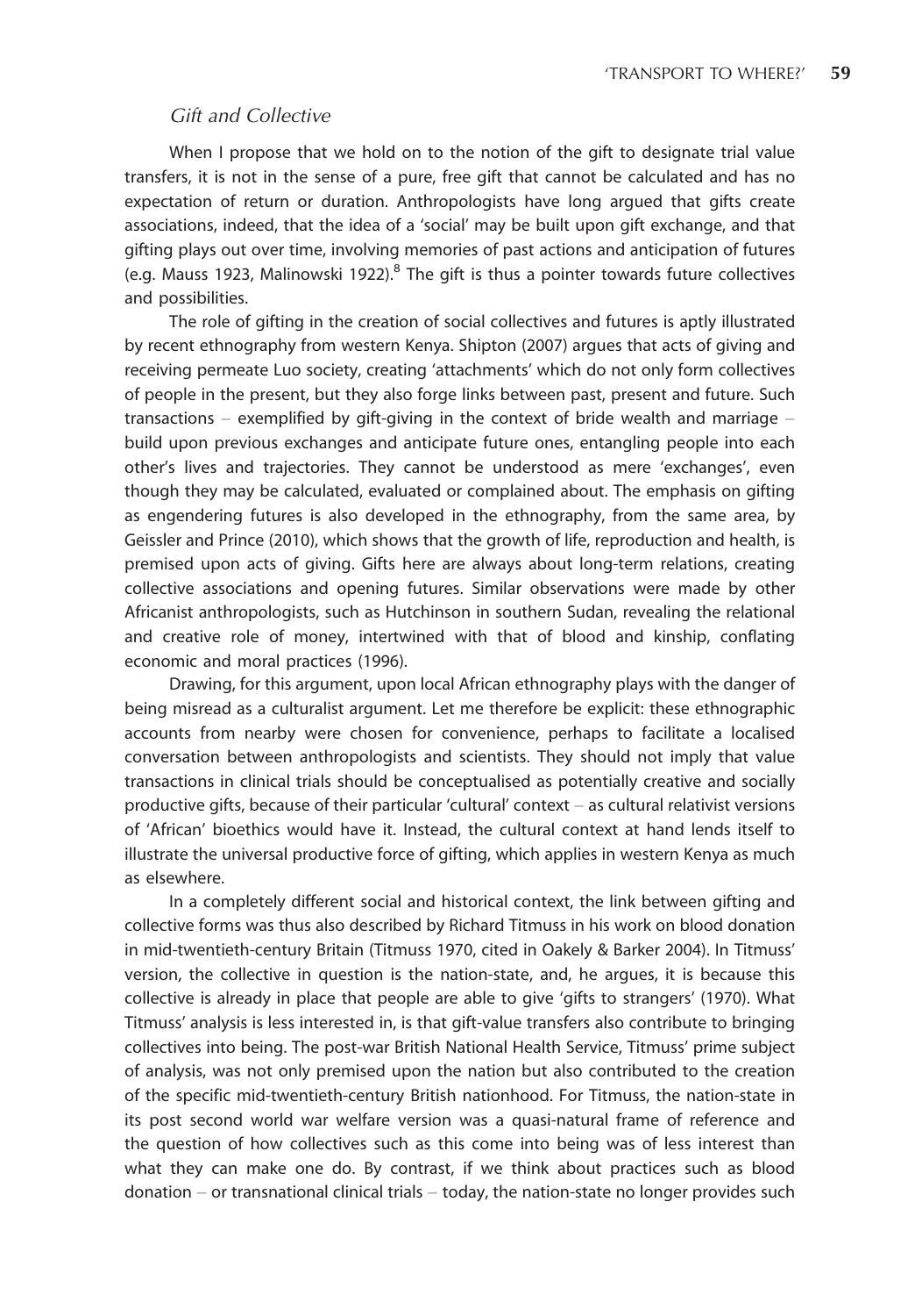### *Gift and Collective*

When I propose that we hold on to the notion of the gift to designate trial value transfers, it is not in the sense of a pure, free gift that cannot be calculated and has no expectation of return or duration. Anthropologists have long argued that gifts create associations, indeed, that the idea of a 'social' may be built upon gift exchange, and that gifting plays out over time, involving memories of past actions and anticipation of futures (e.g. Mauss 1923, Malinowski 1922).[8] The gift is thus a pointer towards future collectives and possibilities.

The role of gifting in the creation of social collectives and futures is aptly illustrated by recent ethnography from western Kenya. Shipton (2007) argues that acts of giving and receiving permeate Luo society, creating 'attachments' which do not only form collectives of people in the present, but they also forge links between past, present and future. Such transactions – exemplified by gift-giving in the context of bride wealth and marriage – build upon previous exchanges and anticipate future ones, entangling people into each other's lives and trajectories. They cannot be understood as mere 'exchanges', even though they may be calculated, evaluated or complained about. The emphasis on gifting as engendering futures is also developed in the ethnography, from the same area, by Geissler and Prince (2010), which shows that the growth of life, reproduction and health, is premised upon acts of giving. Gifts here are always about long-term relations, creating collective associations and opening futures. Similar observations were made by other Africanist anthropologists, such as Hutchinson in southern Sudan, revealing the relational and creative role of money, intertwined with that of blood and kinship, conflating economic and moral practices (1996).

Drawing, for this argument, upon local African ethnography plays with the danger of being misread as a culturalist argument. Let me therefore be explicit: these ethnographic accounts from nearby were chosen for convenience, perhaps to facilitate a localised conversation between anthropologists and scientists. They should not imply that value transactions in clinical trials should be conceptualised as potentially creative and socially productive gifts, because of their particular 'cultural' context – as cultural relativist versions of 'African' bioethics would have it. Instead, the cultural context at hand lends itself to illustrate the universal productive force of gifting, which applies in western Kenya as much as elsewhere.

In a completely different social and historical context, the link between gifting and collective forms was thus also described by Richard Titmuss in his work on blood donation in mid-twentieth-century Britain (Titmuss 1970, cited in Oakely & Barker 2004). In Titmuss' version, the collective in question is the nation-state, and, he argues, it is because this collective is already in place that people are able to give 'gifts to strangers' (1970). What Titmuss' analysis is less interested in, is that gift-value transfers also contribute to bringing collectives into being. The post-war British National Health Service, Titmuss' prime subject of analysis, was not only premised upon the nation but also contributed to the creation of the specific mid-twentieth-century British nationhood. For Titmuss, the nation-state in its post second world war welfare version was a quasi-natural frame of reference and the question of how collectives such as this come into being was of less interest than what they can make one do. By contrast, if we think about practices such as blood donation – or transnational clinical trials – today, the nation-state no longer provides such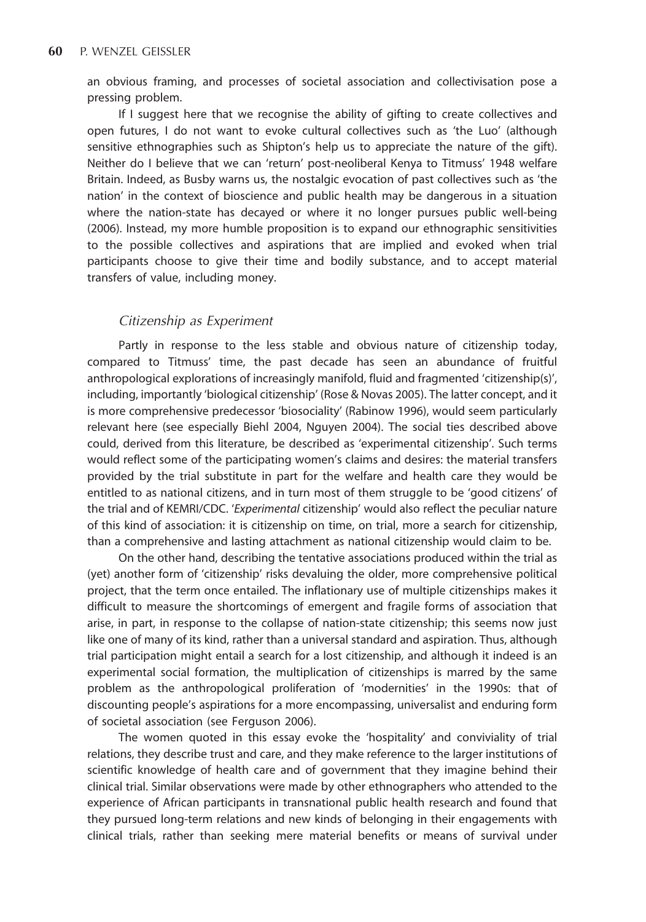an obvious framing, and processes of societal association and collectivisation pose a pressing problem.

If I suggest here that we recognise the ability of gifting to create collectives and open futures, I do not want to evoke cultural collectives such as 'the Luo' (although sensitive ethnographies such as Shipton's help us to appreciate the nature of the gift). Neither do I believe that we can 'return' post-neoliberal Kenya to Titmuss' 1948 welfare Britain. Indeed, as Busby warns us, the nostalgic evocation of past collectives such as 'the nation' in the context of bioscience and public health may be dangerous in a situation where the nation-state has decayed or where it no longer pursues public well-being (2006). Instead, my more humble proposition is to expand our ethnographic sensitivities to the possible collectives and aspirations that are implied and evoked when trial participants choose to give their time and bodily substance, and to accept material transfers of value, including money.

### *Citizenship as Experiment*

Partly in response to the less stable and obvious nature of citizenship today, compared to Titmuss' time, the past decade has seen an abundance of fruitful anthropological explorations of increasingly manifold, fluid and fragmented 'citizenship(s)', including, importantly 'biological citizenship' (Rose & Novas 2005). The latter concept, and it is more comprehensive predecessor 'biosociality' (Rabinow 1996), would seem particularly relevant here (see especially Biehl 2004, Nguyen 2004). The social ties described above could, derived from this literature, be described as 'experimental citizenship'. Such terms would reflect some of the participating women's claims and desires: the material transfers provided by the trial substitute in part for the welfare and health care they would be entitled to as national citizens, and in turn most of them struggle to be 'good citizens' of the trial and of KEMRI/CDC. '*Experimental* citizenship' would also reflect the peculiar nature of this kind of association: it is citizenship on time, on trial, more a search for citizenship, than a comprehensive and lasting attachment as national citizenship would claim to be.

On the other hand, describing the tentative associations produced within the trial as (yet) another form of 'citizenship' risks devaluing the older, more comprehensive political project, that the term once entailed. The inflationary use of multiple citizenships makes it difficult to measure the shortcomings of emergent and fragile forms of association that arise, in part, in response to the collapse of nation-state citizenship; this seems now just like one of many of its kind, rather than a universal standard and aspiration. Thus, although trial participation might entail a search for a lost citizenship, and although it indeed is an experimental social formation, the multiplication of citizenships is marred by the same problem as the anthropological proliferation of 'modernities' in the 1990s: that of discounting people's aspirations for a more encompassing, universalist and enduring form of societal association (see Ferguson 2006).

The women quoted in this essay evoke the 'hospitality' and conviviality of trial relations, they describe trust and care, and they make reference to the larger institutions of scientific knowledge of health care and of government that they imagine behind their clinical trial. Similar observations were made by other ethnographers who attended to the experience of African participants in transnational public health research and found that they pursued long-term relations and new kinds of belonging in their engagements with clinical trials, rather than seeking mere material benefits or means of survival under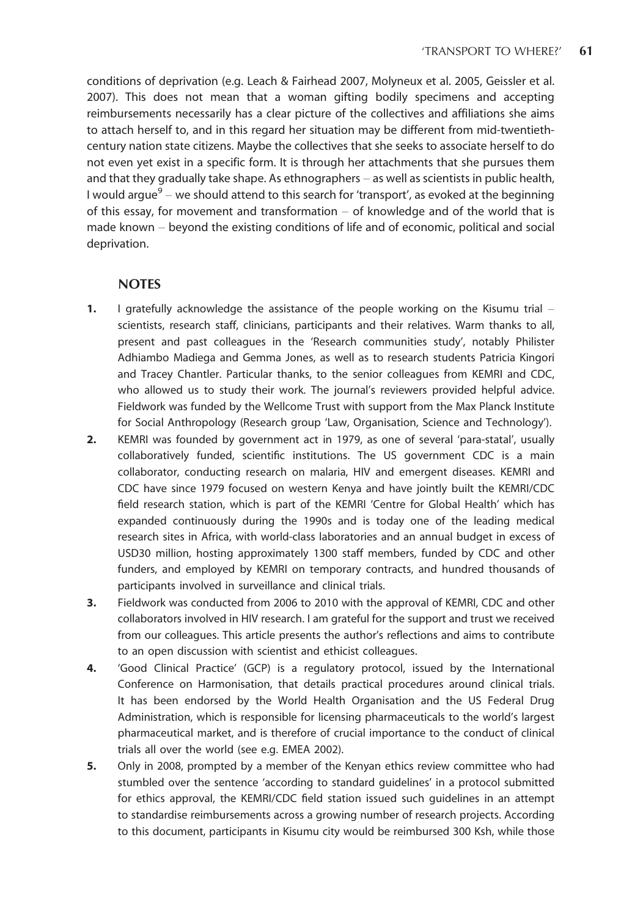conditions of deprivation (e.g. Leach & Fairhead 2007, Molyneux et al. 2005, Geissler et al. 2007). This does not mean that a woman gifting bodily specimens and accepting reimbursements necessarily has a clear picture of the collectives and affiliations she aims to attach herself to, and in this regard her situation may be different from mid-twentieth-century nation state citizens. Maybe the collectives that she seeks to associate herself to do not even yet exist in a specific form. It is through her attachments that she pursues them and that they gradually take shape. As ethnographers – as well as scientists in public health, I would argue[9] – we should attend to this search for 'transport', as evoked at the beginning of this essay, for movement and transformation – of knowledge and of the world that is made known – beyond the existing conditions of life and of economic, political and social deprivation.

## NOTES

1. I gratefully acknowledge the assistance of the people working on the Kisumu trial – scientists, research staff, clinicians, participants and their relatives. Warm thanks to all, present and past colleagues in the 'Research communities study', notably Philister Adhiambo Madiega and Gemma Jones, as well as to research students Patricia Kingori and Tracey Chantler. Particular thanks, to the senior colleagues from KEMRI and CDC, who allowed us to study their work. The journal's reviewers provided helpful advice. Fieldwork was funded by the Wellcome Trust with support from the Max Planck Institute for Social Anthropology (Research group 'Law, Organisation, Science and Technology').
2. KEMRI was founded by government act in 1979, as one of several 'para-statal', usually collaboratively funded, scientific institutions. The US government CDC is a main collaborator, conducting research on malaria, HIV and emergent diseases. KEMRI and CDC have since 1979 focused on western Kenya and have jointly built the KEMRI/CDC field research station, which is part of the KEMRI 'Centre for Global Health' which has expanded continuously during the 1990s and is today one of the leading medical research sites in Africa, with world-class laboratories and an annual budget in excess of USD30 million, hosting approximately 1300 staff members, funded by CDC and other funders, and employed by KEMRI on temporary contracts, and hundred thousands of participants involved in surveillance and clinical trials.
3. Fieldwork was conducted from 2006 to 2010 with the approval of KEMRI, CDC and other collaborators involved in HIV research. I am grateful for the support and trust we received from our colleagues. This article presents the author's reflections and aims to contribute to an open discussion with scientist and ethicist colleagues.
4. 'Good Clinical Practice' (GCP) is a regulatory protocol, issued by the International Conference on Harmonisation, that details practical procedures around clinical trials. It has been endorsed by the World Health Organisation and the US Federal Drug Administration, which is responsible for licensing pharmaceuticals to the world's largest pharmaceutical market, and is therefore of crucial importance to the conduct of clinical trials all over the world (see e.g. EMEA 2002).
5. Only in 2008, prompted by a member of the Kenyan ethics review committee who had stumbled over the sentence 'according to standard guidelines' in a protocol submitted for ethics approval, the KEMRI/CDC field station issued such guidelines in an attempt to standardise reimbursements across a growing number of research projects. According to this document, participants in Kisumu city would be reimbursed 300 Ksh, while those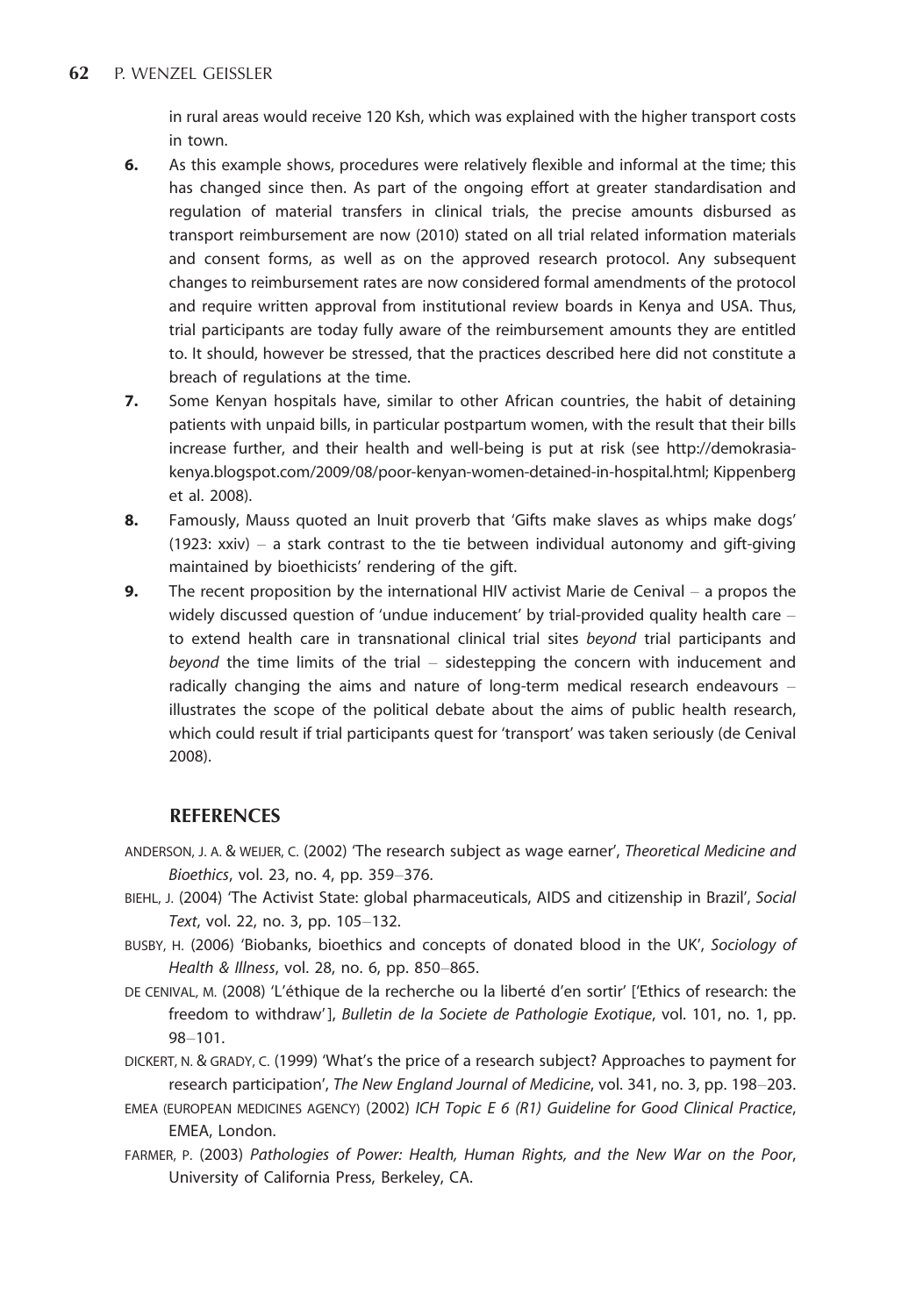in rural areas would receive 120 Ksh, which was explained with the higher transport costs in town.

6. As this example shows, procedures were relatively flexible and informal at the time; this has changed since then. As part of the ongoing effort at greater standardisation and regulation of material transfers in clinical trials, the precise amounts disbursed as transport reimbursement are now (2010) stated on all trial related information materials and consent forms, as well as on the approved research protocol. Any subsequent changes to reimbursement rates are now considered formal amendments of the protocol and require written approval from institutional review boards in Kenya and USA. Thus, trial participants are today fully aware of the reimbursement amounts they are entitled to. It should, however be stressed, that the practices described here did not constitute a breach of regulations at the time.

7. Some Kenyan hospitals have, similar to other African countries, the habit of detaining patients with unpaid bills, in particular postpartum women, with the result that their bills increase further, and their health and well-being is put at risk (see http://demokrasia-kenya.blogspot.com/2009/08/poor-kenyan-women-detained-in-hospital.html; Kippenberg et al. 2008).

8. Famously, Mauss quoted an Inuit proverb that 'Gifts make slaves as whips make dogs' (1923: xxiv) – a stark contrast to the tie between individual autonomy and gift-giving maintained by bioethicists' rendering of the gift.

9. The recent proposition by the international HIV activist Marie de Cenival – a propos the widely discussed question of 'undue inducement' by trial-provided quality health care – to extend health care in transnational clinical trial sites *beyond* trial participants and *beyond* the time limits of the trial – sidestepping the concern with inducement and radically changing the aims and nature of long-term medical research endeavours – illustrates the scope of the political debate about the aims of public health research, which could result if trial participants quest for 'transport' was taken seriously (de Cenival 2008).

## REFERENCES

ANDERSON, J. A. & WEIJER, C. (2002) 'The research subject as wage earner', *Theoretical Medicine and Bioethics*, vol. 23, no. 4, pp. 359–376.

BIEHL, J. (2004) 'The Activist State: global pharmaceuticals, AIDS and citizenship in Brazil', *Social Text*, vol. 22, no. 3, pp. 105–132.

BUSBY, H. (2006) 'Biobanks, bioethics and concepts of donated blood in the UK', *Sociology of Health & Illness*, vol. 28, no. 6, pp. 850–865.

DE CENIVAL, M. (2008) 'L'éthique de la recherche ou la liberté d'en sortir' ['Ethics of research: the freedom to withdraw'], *Bulletin de la Societe de Pathologie Exotique*, vol. 101, no. 1, pp. 98–101.

DICKERT, N. & GRADY, C. (1999) 'What's the price of a research subject? Approaches to payment for research participation', *The New England Journal of Medicine*, vol. 341, no. 3, pp. 198–203.

EMEA (EUROPEAN MEDICINES AGENCY) (2002) *ICH Topic E 6 (R1) Guideline for Good Clinical Practice*, EMEA, London.

FARMER, P. (2003) *Pathologies of Power: Health, Human Rights, and the New War on the Poor*, University of California Press, Berkeley, CA.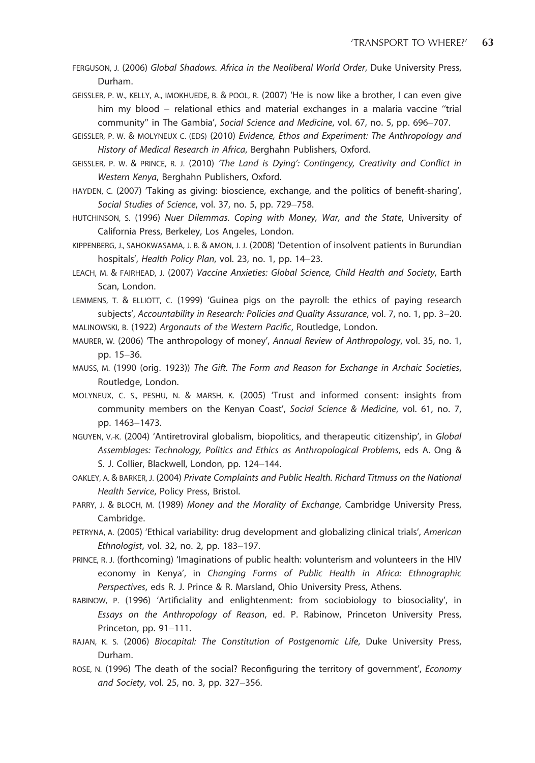FERGUSON, J. (2006) *Global Shadows. Africa in the Neoliberal World Order*, Duke University Press, Durham.

GEISSLER, P. W., KELLY, A., IMOKHUEDE, B. & POOL, R. (2007) 'He is now like a brother, I can even give him my blood – relational ethics and material exchanges in a malaria vaccine "trial community" in The Gambia', *Social Science and Medicine*, vol. 67, no. 5, pp. 696–707.

GEISSLER, P. W. & MOLYNEUX C. (EDS) (2010) *Evidence, Ethos and Experiment: The Anthropology and History of Medical Research in Africa*, Berghahn Publishers, Oxford.

GEISSLER, P. W. & PRINCE, R. J. (2010) *'The Land is Dying': Contingency, Creativity and Conflict in Western Kenya*, Berghahn Publishers, Oxford.

HAYDEN, C. (2007) 'Taking as giving: bioscience, exchange, and the politics of benefit-sharing', *Social Studies of Science*, vol. 37, no. 5, pp. 729–758.

HUTCHINSON, S. (1996) *Nuer Dilemmas. Coping with Money, War, and the State*, University of California Press, Berkeley, Los Angeles, London.

KIPPENBERG, J., SAHOKWASAMA, J. B. & AMON, J. J. (2008) 'Detention of insolvent patients in Burundian hospitals', *Health Policy Plan*, vol. 23, no. 1, pp. 14–23.

LEACH, M. & FAIRHEAD, J. (2007) *Vaccine Anxieties: Global Science, Child Health and Society*, Earth Scan, London.

LEMMENS, T. & ELLIOTT, C. (1999) 'Guinea pigs on the payroll: the ethics of paying research subjects', *Accountability in Research: Policies and Quality Assurance*, vol. 7, no. 1, pp. 3–20.

MALINOWSKI, B. (1922) *Argonauts of the Western Pacific*, Routledge, London.

MAURER, W. (2006) 'The anthropology of money', *Annual Review of Anthropology*, vol. 35, no. 1, pp. 15–36.

MAUSS, M. (1990 (orig. 1923)) *The Gift. The Form and Reason for Exchange in Archaic Societies*, Routledge, London.

MOLYNEUX, C. S., PESHU, N. & MARSH, K. (2005) 'Trust and informed consent: insights from community members on the Kenyan Coast', *Social Science & Medicine*, vol. 61, no. 7, pp. 1463–1473.

NGUYEN, V.-K. (2004) 'Antiretroviral globalism, biopolitics, and therapeutic citizenship', in *Global Assemblages: Technology, Politics and Ethics as Anthropological Problems*, eds A. Ong & S. J. Collier, Blackwell, London, pp. 124–144.

OAKLEY, A. & BARKER, J. (2004) *Private Complaints and Public Health. Richard Titmuss on the National Health Service*, Policy Press, Bristol.

PARRY, J. & BLOCH, M. (1989) *Money and the Morality of Exchange*, Cambridge University Press, Cambridge.

PETRYNA, A. (2005) 'Ethical variability: drug development and globalizing clinical trials', *American Ethnologist*, vol. 32, no. 2, pp. 183–197.

PRINCE, R. J. (forthcoming) 'Imaginations of public health: volunterism and volunteers in the HIV economy in Kenya', in *Changing Forms of Public Health in Africa: Ethnographic Perspectives*, eds R. J. Prince & R. Marsland, Ohio University Press, Athens.

RABINOW, P. (1996) 'Artificiality and enlightenment: from sociobiology to biosociality', in *Essays on the Anthropology of Reason*, ed. P. Rabinow, Princeton University Press, Princeton, pp. 91–111.

RAJAN, K. S. (2006) *Biocapital: The Constitution of Postgenomic Life*, Duke University Press, Durham.

ROSE, N. (1996) 'The death of the social? Reconfiguring the territory of government', *Economy and Society*, vol. 25, no. 3, pp. 327–356.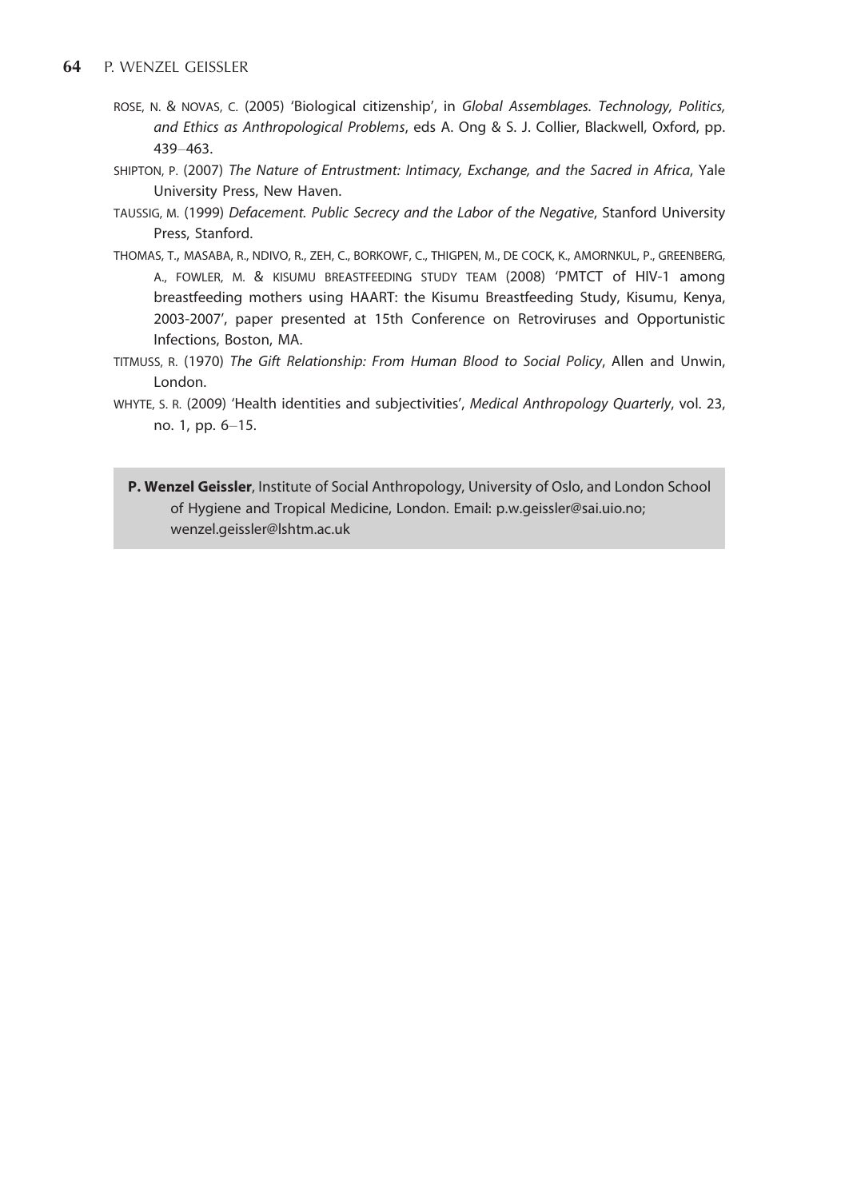ROSE, N. & NOVAS, C. (2005) 'Biological citizenship', in *Global Assemblages. Technology, Politics, and Ethics as Anthropological Problems*, eds A. Ong & S. J. Collier, Blackwell, Oxford, pp. 439–463.

SHIPTON, P. (2007) *The Nature of Entrustment: Intimacy, Exchange, and the Sacred in Africa*, Yale University Press, New Haven.

TAUSSIG, M. (1999) *Defacement. Public Secrecy and the Labor of the Negative*, Stanford University Press, Stanford.

THOMAS, T., MASABA, R., NDIVO, R., ZEH, C., BORKOWF, C., THIGPEN, M., DE COCK, K., AMORNKUL, P., GREENBERG, A., FOWLER, M. & KISUMU BREASTFEEDING STUDY TEAM (2008) 'PMTCT of HIV-1 among breastfeeding mothers using HAART: the Kisumu Breastfeeding Study, Kisumu, Kenya, 2003-2007', paper presented at 15th Conference on Retroviruses and Opportunistic Infections, Boston, MA.

TITMUSS, R. (1970) *The Gift Relationship: From Human Blood to Social Policy*, Allen and Unwin, London.

WHYTE, S. R. (2009) 'Health identities and subjectivities', *Medical Anthropology Quarterly*, vol. 23, no. 1, pp. 6–15.

**P. Wenzel Geissler**, Institute of Social Anthropology, University of Oslo, and London School of Hygiene and Tropical Medicine, London. Email: p.w.geissler@sai.uio.no; wenzel.geissler@lshtm.ac.uk